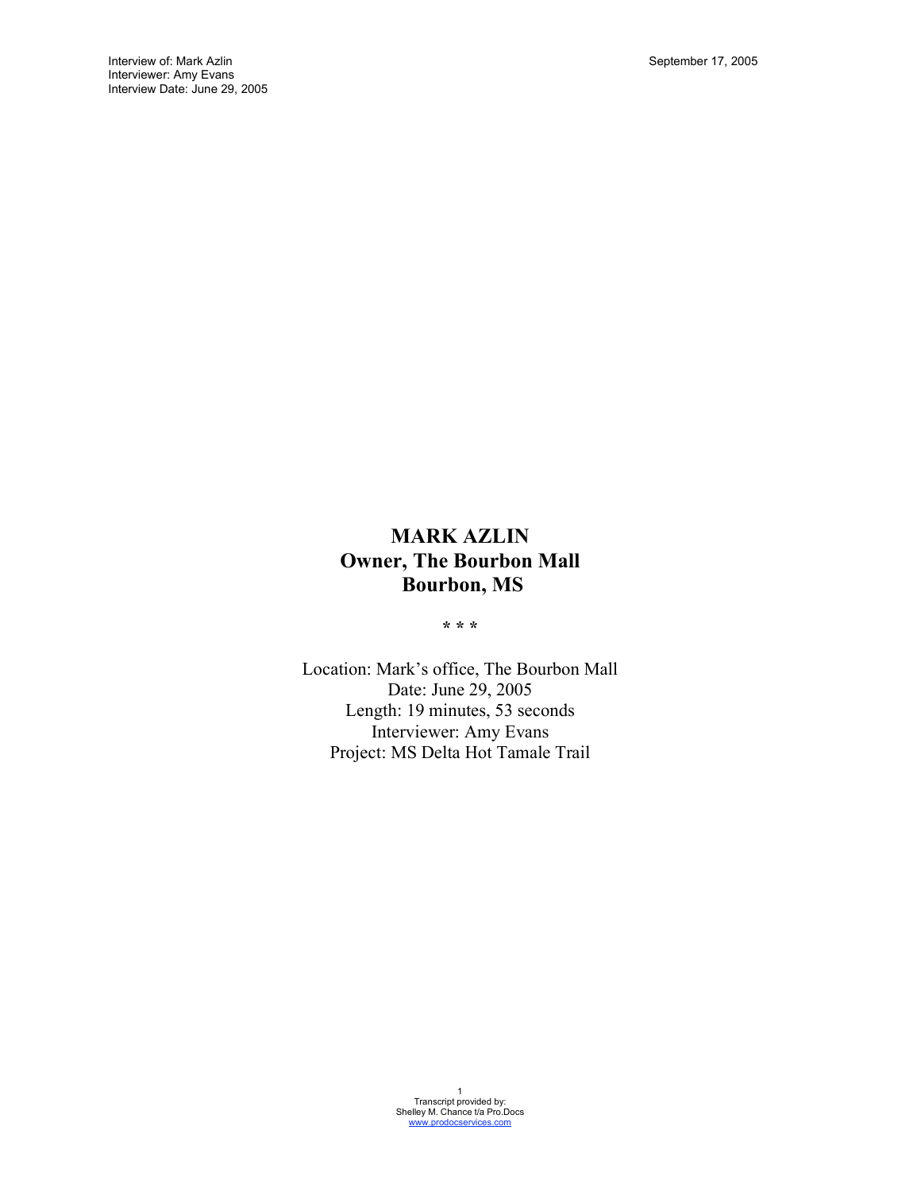# MARK AZLIN
## Owner, The Bourbon Mall
## Bourbon, MS

* * *

Location: Mark's office, The Bourbon Mall
Date: June 29, 2005
Length: 19 minutes, 53 seconds
Interviewer: Amy Evans
Project: MS Delta Hot Tamale Trail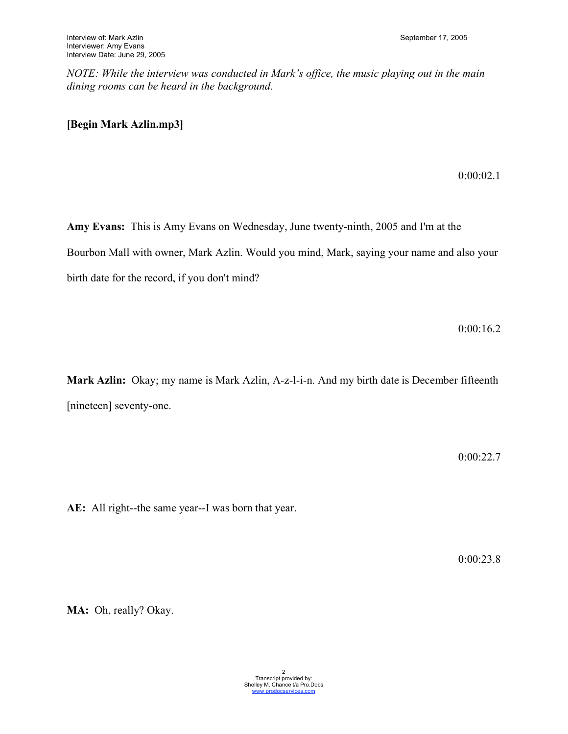*NOTE: While the interview was conducted in Mark's office, the music playing out in the main dining rooms can be heard in the background.*

**[Begin Mark Azlin.mp3]**

0:00:02.1

**Amy Evans:** This is Amy Evans on Wednesday, June twenty-ninth, 2005 and I'm at the Bourbon Mall with owner, Mark Azlin. Would you mind, Mark, saying your name and also your birth date for the record, if you don't mind?

0:00:16.2

**Mark Azlin:** Okay; my name is Mark Azlin, A-z-l-i-n. And my birth date is December fifteenth [nineteen] seventy-one.

0:00:22.7

**AE:** All right--the same year--I was born that year.

0:00:23.8

**MA:** Oh, really? Okay.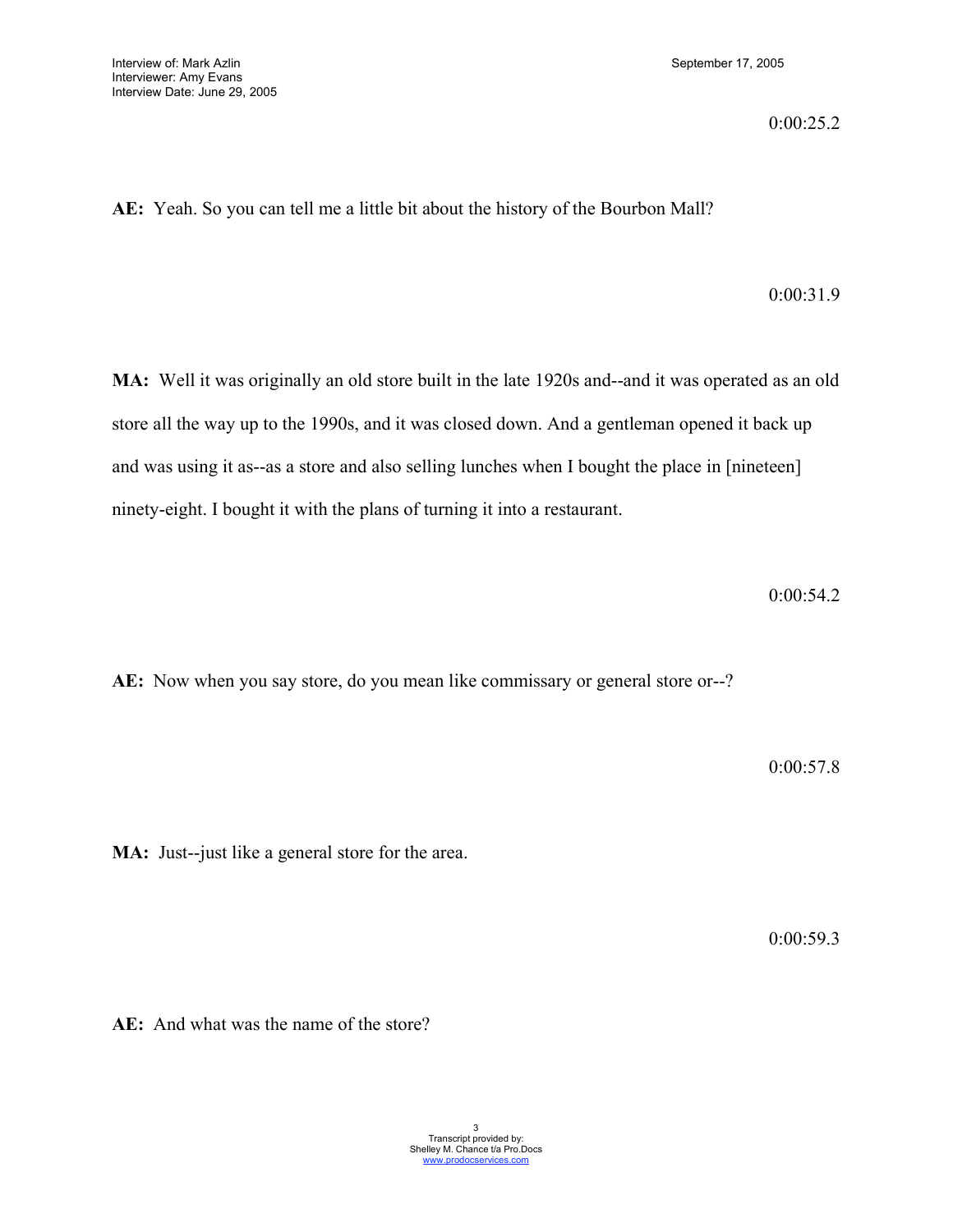0:00:25.2

**AE:** Yeah. So you can tell me a little bit about the history of the Bourbon Mall?

0:00:31.9

**MA:** Well it was originally an old store built in the late 1920s and--and it was operated as an old store all the way up to the 1990s, and it was closed down. And a gentleman opened it back up and was using it as--as a store and also selling lunches when I bought the place in [nineteen] ninety-eight. I bought it with the plans of turning it into a restaurant.

0:00:54.2

**AE:** Now when you say store, do you mean like commissary or general store or--?

0:00:57.8

**MA:** Just--just like a general store for the area.

0:00:59.3

**AE:** And what was the name of the store?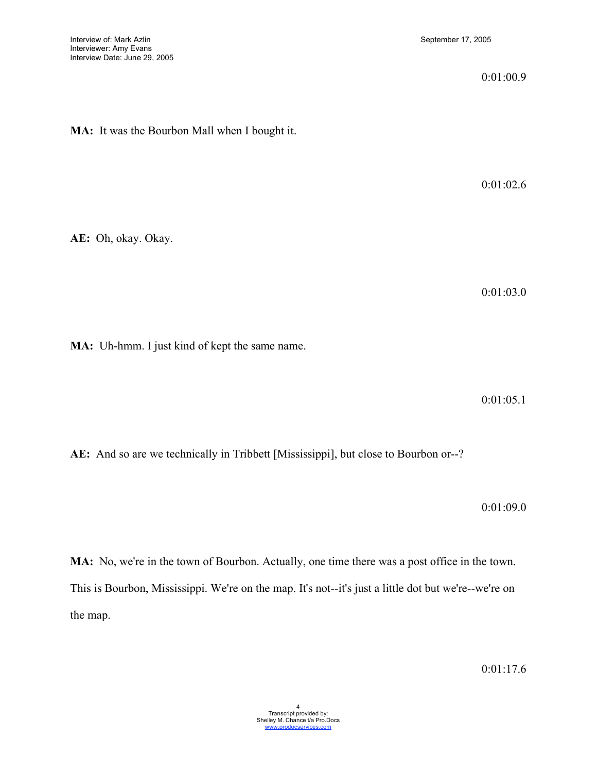0:01:00.9

**MA:** It was the Bourbon Mall when I bought it.

0:01:02.6

**AE:** Oh, okay. Okay.

0:01:03.0

**MA:** Uh-hmm. I just kind of kept the same name.

0:01:05.1

**AE:** And so are we technically in Tribbett [Mississippi], but close to Bourbon or--?

0:01:09.0

**MA:** No, we're in the town of Bourbon. Actually, one time there was a post office in the town. This is Bourbon, Mississippi. We're on the map. It's not--it's just a little dot but we're--we're on the map.

0:01:17.6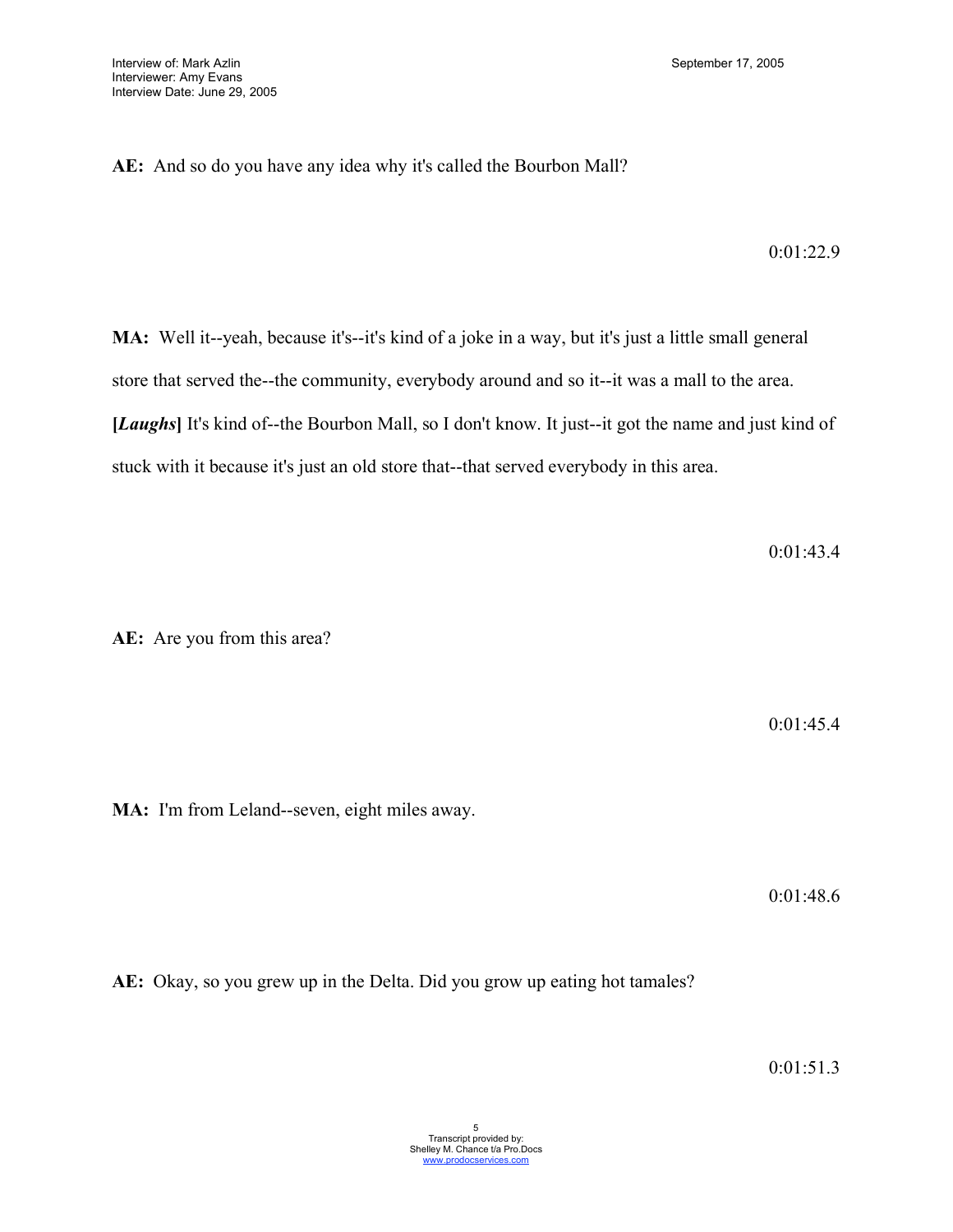**AE:** And so do you have any idea why it's called the Bourbon Mall?

0:01:22.9

**MA:** Well it--yeah, because it's--it's kind of a joke in a way, but it's just a little small general store that served the--the community, everybody around and so it--it was a mall to the area. **[*Laughs*]** It's kind of--the Bourbon Mall, so I don't know. It just--it got the name and just kind of stuck with it because it's just an old store that--that served everybody in this area.

0:01:43.4

**AE:** Are you from this area?

0:01:45.4

**MA:** I'm from Leland--seven, eight miles away.

0:01:48.6

**AE:** Okay, so you grew up in the Delta. Did you grow up eating hot tamales?

0:01:51.3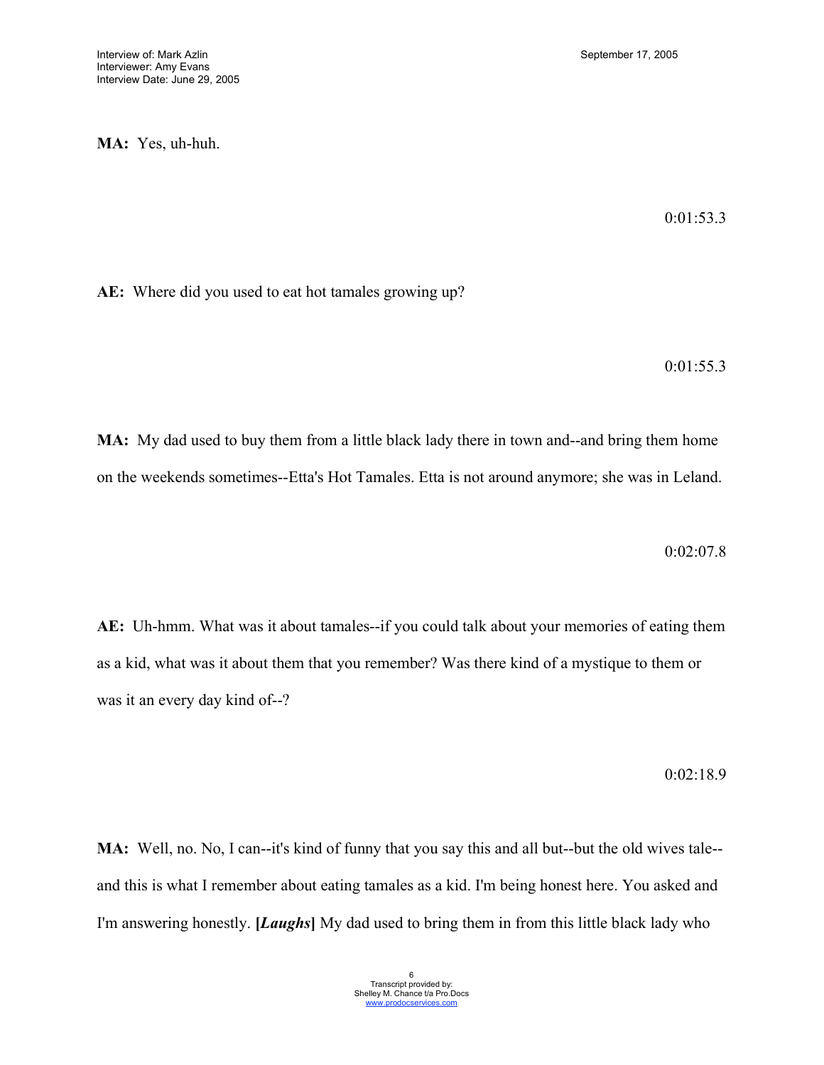**MA:** Yes, uh-huh.

0:01:53.3

**AE:** Where did you used to eat hot tamales growing up?

0:01:55.3

**MA:** My dad used to buy them from a little black lady there in town and--and bring them home on the weekends sometimes--Etta's Hot Tamales. Etta is not around anymore; she was in Leland.

0:02:07.8

**AE:** Uh-hmm. What was it about tamales--if you could talk about your memories of eating them as a kid, what was it about them that you remember? Was there kind of a mystique to them or was it an every day kind of--?

0:02:18.9

**MA:** Well, no. No, I can--it's kind of funny that you say this and all but--but the old wives tale--and this is what I remember about eating tamales as a kid. I'm being honest here. You asked and I'm answering honestly. **[*Laughs*]** My dad used to bring them in from this little black lady who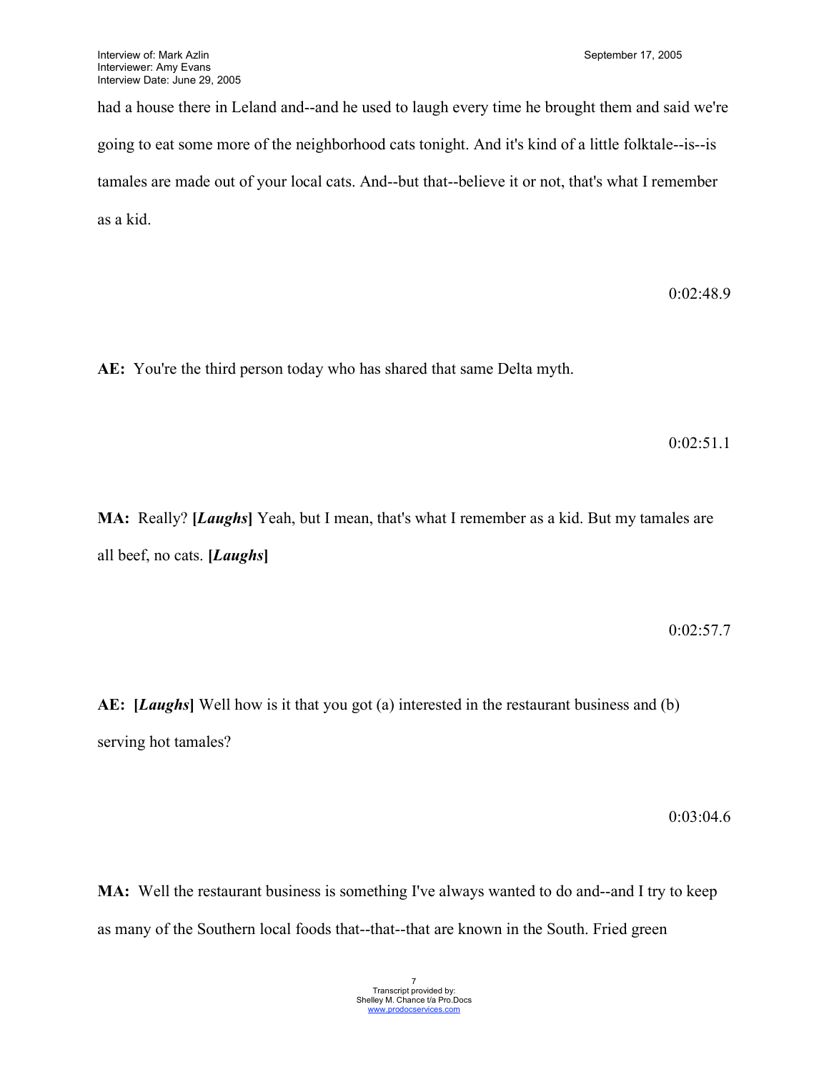had a house there in Leland and--and he used to laugh every time he brought them and said we're going to eat some more of the neighborhood cats tonight. And it's kind of a little folktale--is--is tamales are made out of your local cats. And--but that--believe it or not, that's what I remember as a kid.

0:02:48.9

**AE:** You're the third person today who has shared that same Delta myth.

0:02:51.1

**MA:** Really? **[*Laughs*]** Yeah, but I mean, that's what I remember as a kid. But my tamales are all beef, no cats. **[*Laughs*]**

0:02:57.7

**AE:** **[*Laughs*]** Well how is it that you got (a) interested in the restaurant business and (b) serving hot tamales?

0:03:04.6

**MA:** Well the restaurant business is something I've always wanted to do and--and I try to keep as many of the Southern local foods that--that--that are known in the South. Fried green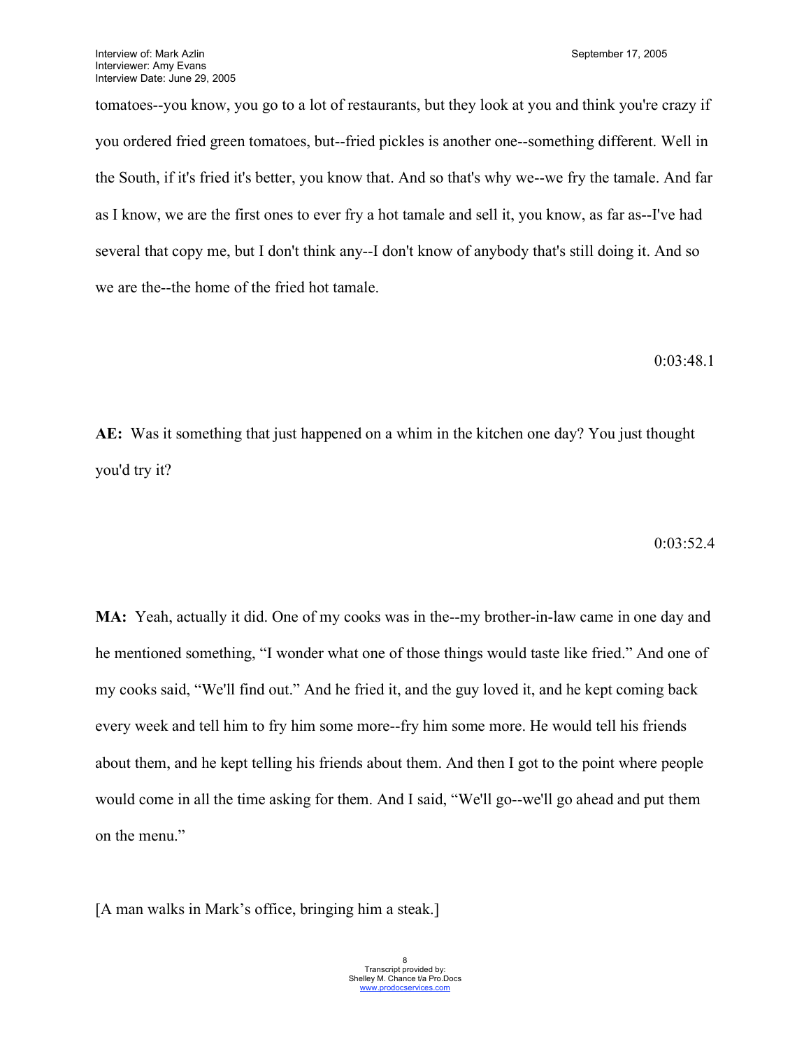tomatoes--you know, you go to a lot of restaurants, but they look at you and think you're crazy if you ordered fried green tomatoes, but--fried pickles is another one--something different. Well in the South, if it's fried it's better, you know that. And so that's why we--we fry the tamale. And far as I know, we are the first ones to ever fry a hot tamale and sell it, you know, as far as--I've had several that copy me, but I don't think any--I don't know of anybody that's still doing it. And so we are the--the home of the fried hot tamale.

0:03:48.1

**AE:** Was it something that just happened on a whim in the kitchen one day? You just thought you'd try it?

0:03:52.4

**MA:** Yeah, actually it did. One of my cooks was in the--my brother-in-law came in one day and he mentioned something, "I wonder what one of those things would taste like fried." And one of my cooks said, "We'll find out." And he fried it, and the guy loved it, and he kept coming back every week and tell him to fry him some more--fry him some more. He would tell his friends about them, and he kept telling his friends about them. And then I got to the point where people would come in all the time asking for them. And I said, "We'll go--we'll go ahead and put them on the menu."

[A man walks in Mark's office, bringing him a steak.]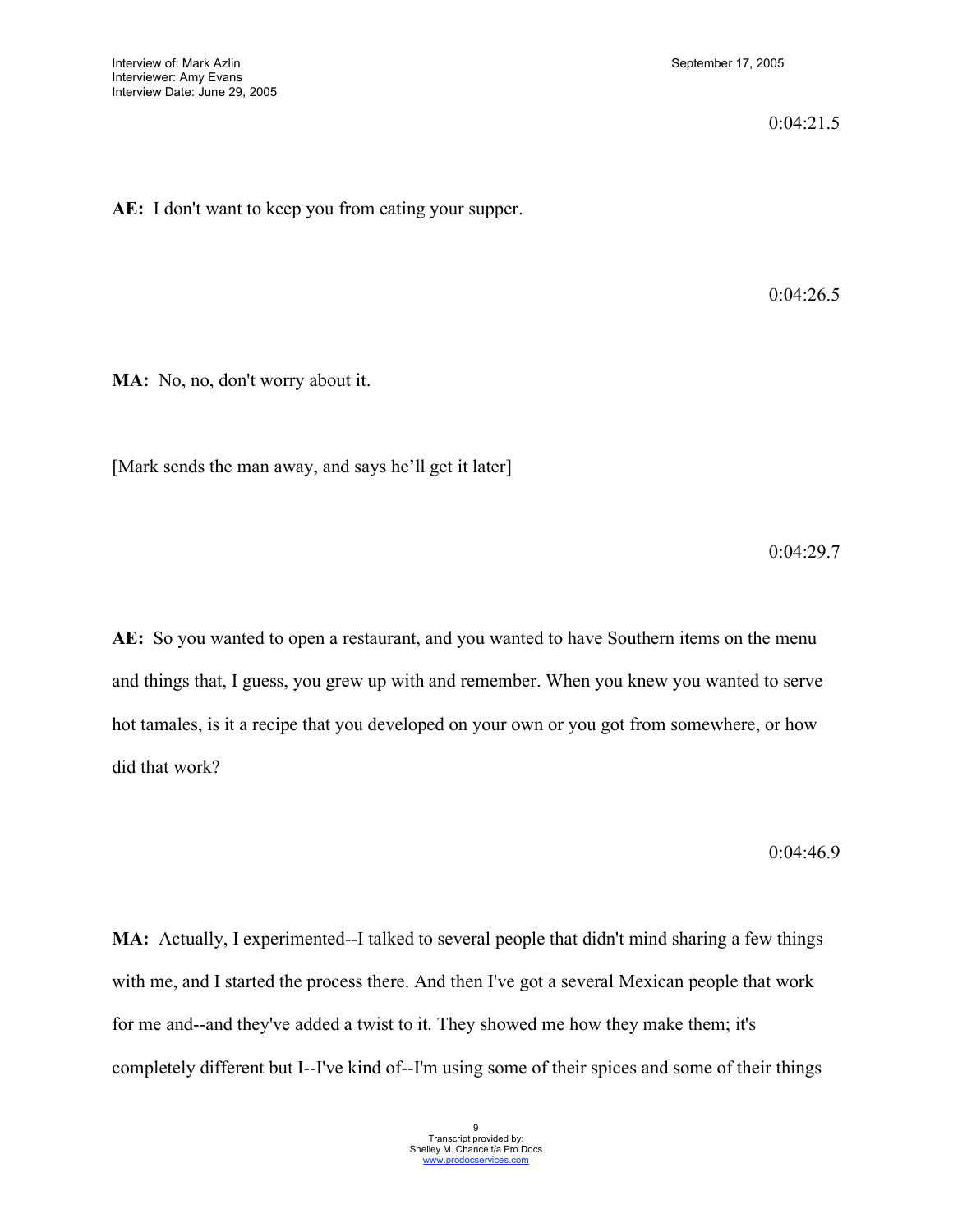0:04:21.5

**AE:** I don't want to keep you from eating your supper.

0:04:26.5

**MA:** No, no, don't worry about it.

[Mark sends the man away, and says he'll get it later]

0:04:29.7

**AE:** So you wanted to open a restaurant, and you wanted to have Southern items on the menu and things that, I guess, you grew up with and remember. When you knew you wanted to serve hot tamales, is it a recipe that you developed on your own or you got from somewhere, or how did that work?

0:04:46.9

**MA:** Actually, I experimented--I talked to several people that didn't mind sharing a few things with me, and I started the process there. And then I've got a several Mexican people that work for me and--and they've added a twist to it. They showed me how they make them; it's completely different but I--I've kind of--I'm using some of their spices and some of their things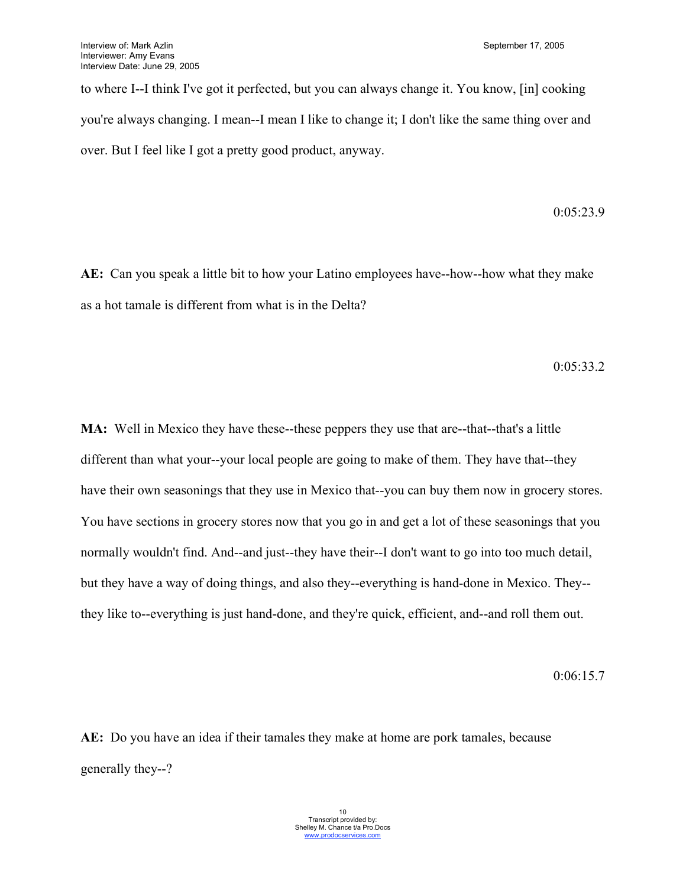to where I--I think I've got it perfected, but you can always change it. You know, [in] cooking you're always changing. I mean--I mean I like to change it; I don't like the same thing over and over. But I feel like I got a pretty good product, anyway.

0:05:23.9

**AE:** Can you speak a little bit to how your Latino employees have--how--how what they make as a hot tamale is different from what is in the Delta?

0:05:33.2

**MA:** Well in Mexico they have these--these peppers they use that are--that--that's a little different than what your--your local people are going to make of them. They have that--they have their own seasonings that they use in Mexico that--you can buy them now in grocery stores. You have sections in grocery stores now that you go in and get a lot of these seasonings that you normally wouldn't find. And--and just--they have their--I don't want to go into too much detail, but they have a way of doing things, and also they--everything is hand-done in Mexico. They--they like to--everything is just hand-done, and they're quick, efficient, and--and roll them out.

0:06:15.7

**AE:** Do you have an idea if their tamales they make at home are pork tamales, because generally they--?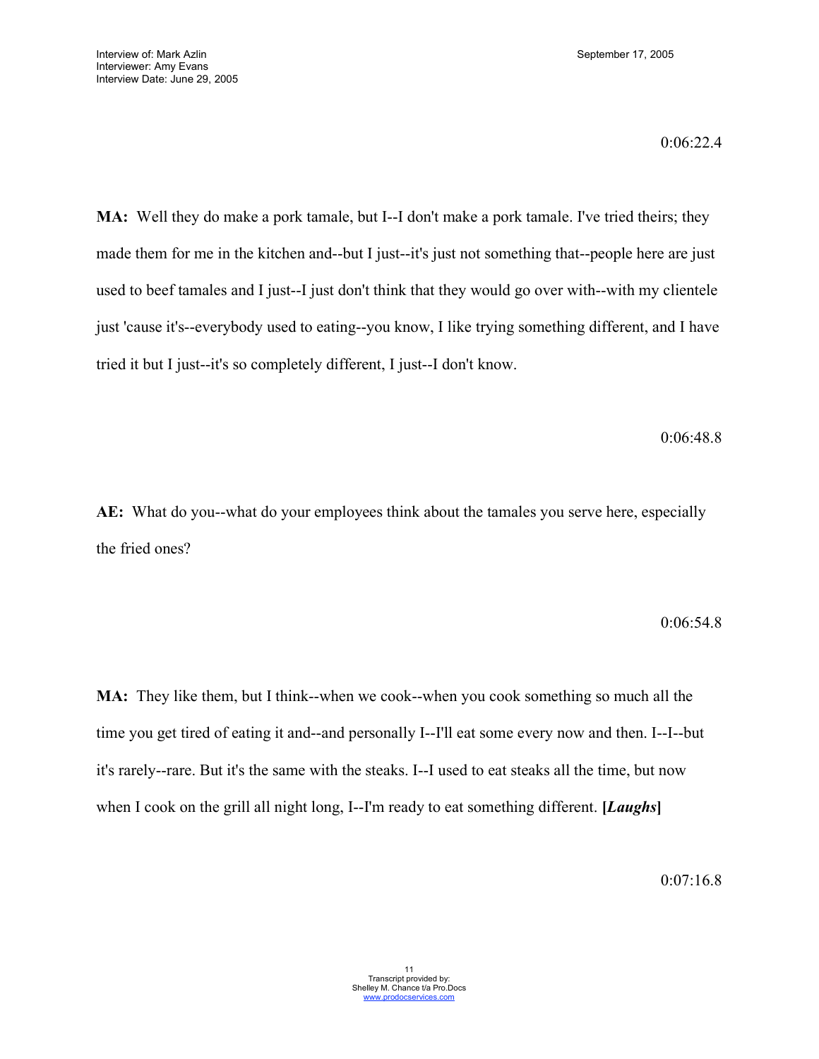0:06:22.4

**MA:** Well they do make a pork tamale, but I--I don't make a pork tamale. I've tried theirs; they made them for me in the kitchen and--but I just--it's just not something that--people here are just used to beef tamales and I just--I just don't think that they would go over with--with my clientele just 'cause it's--everybody used to eating--you know, I like trying something different, and I have tried it but I just--it's so completely different, I just--I don't know.

0:06:48.8

**AE:** What do you--what do your employees think about the tamales you serve here, especially the fried ones?

0:06:54.8

**MA:** They like them, but I think--when we cook--when you cook something so much all the time you get tired of eating it and--and personally I--I'll eat some every now and then. I--I--but it's rarely--rare. But it's the same with the steaks. I--I used to eat steaks all the time, but now when I cook on the grill all night long, I--I'm ready to eat something different. **[*Laughs*]**

0:07:16.8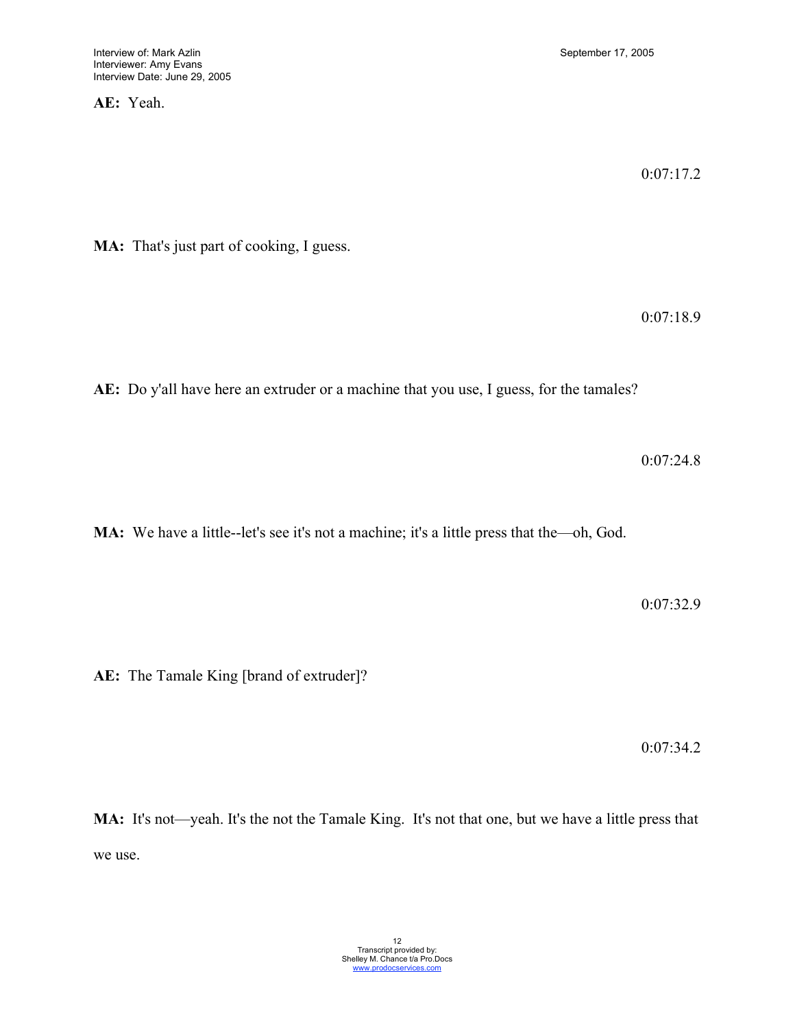**AE:** Yeah.

0:07:17.2

**MA:** That's just part of cooking, I guess.

0:07:18.9

**AE:** Do y'all have here an extruder or a machine that you use, I guess, for the tamales?

0:07:24.8

**MA:** We have a little--let's see it's not a machine; it's a little press that the—oh, God.

0:07:32.9

**AE:** The Tamale King [brand of extruder]?

0:07:34.2

**MA:** It's not—yeah. It's the not the Tamale King. It's not that one, but we have a little press that we use.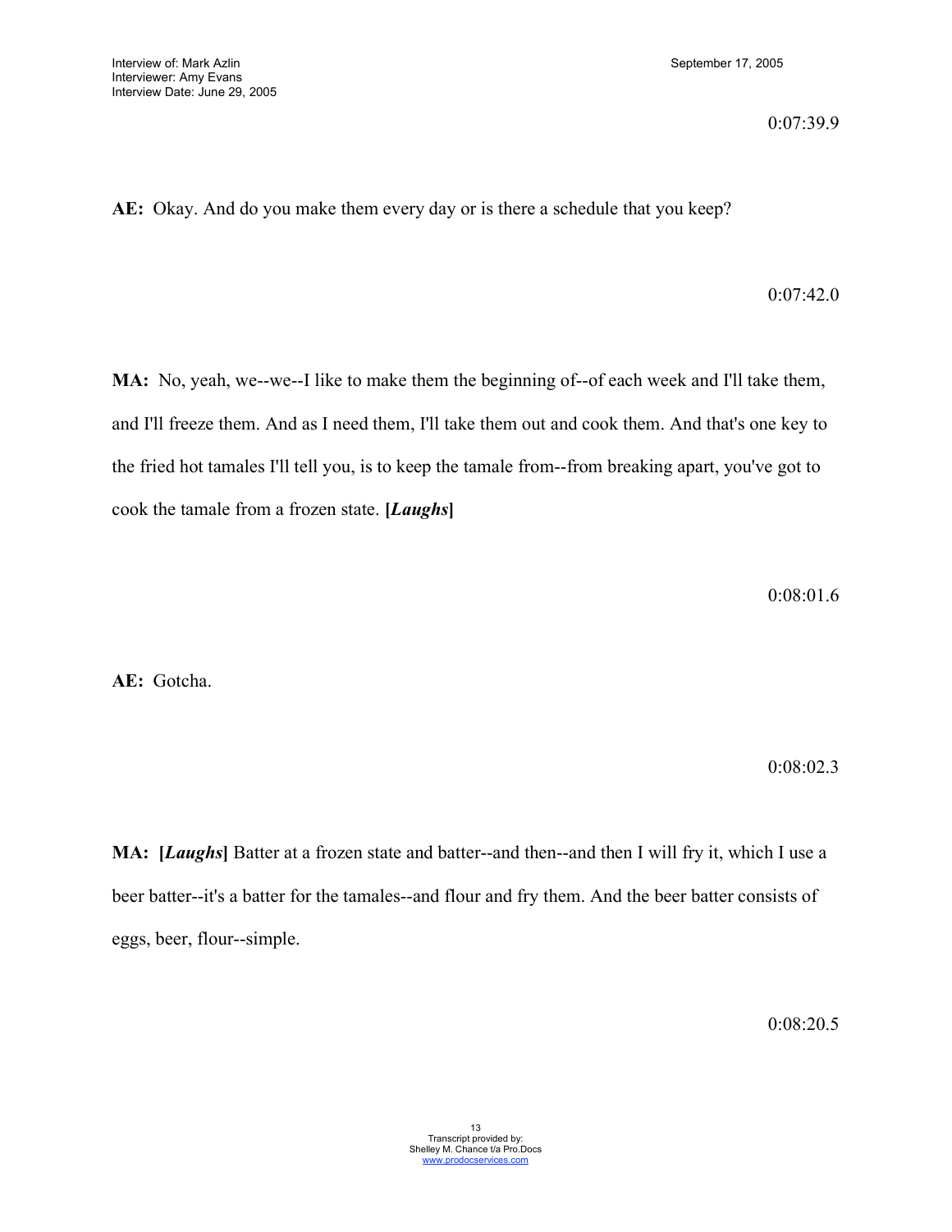0:07:39.9

**AE:** Okay. And do you make them every day or is there a schedule that you keep?

0:07:42.0

**MA:** No, yeah, we--we--I like to make them the beginning of--of each week and I'll take them, and I'll freeze them. And as I need them, I'll take them out and cook them. And that's one key to the fried hot tamales I'll tell you, is to keep the tamale from--from breaking apart, you've got to cook the tamale from a frozen state. **[*Laughs*]**

0:08:01.6

**AE:** Gotcha.

0:08:02.3

**MA:** **[*Laughs*]** Batter at a frozen state and batter--and then--and then I will fry it, which I use a beer batter--it's a batter for the tamales--and flour and fry them. And the beer batter consists of eggs, beer, flour--simple.

0:08:20.5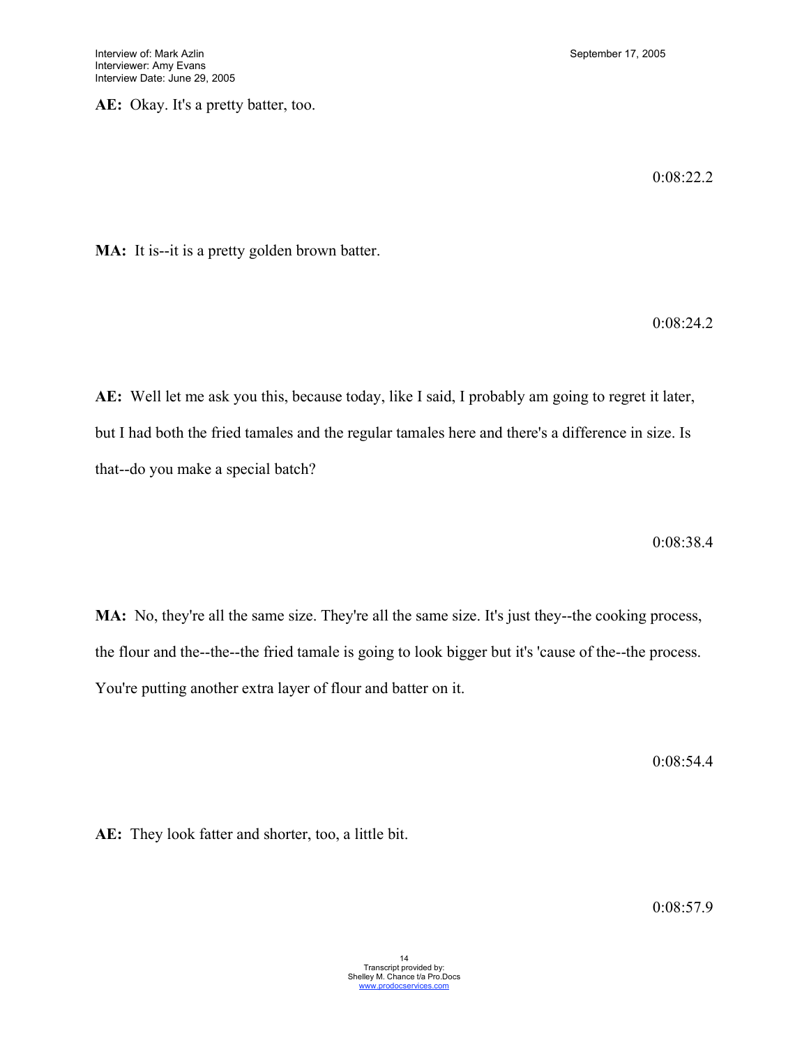**AE:** Okay. It's a pretty batter, too.

0:08:22.2

**MA:** It is--it is a pretty golden brown batter.

0:08:24.2

**AE:** Well let me ask you this, because today, like I said, I probably am going to regret it later, but I had both the fried tamales and the regular tamales here and there's a difference in size. Is that--do you make a special batch?

0:08:38.4

**MA:** No, they're all the same size. They're all the same size. It's just they--the cooking process, the flour and the--the--the fried tamale is going to look bigger but it's 'cause of the--the process. You're putting another extra layer of flour and batter on it.

0:08:54.4

**AE:** They look fatter and shorter, too, a little bit.

0:08:57.9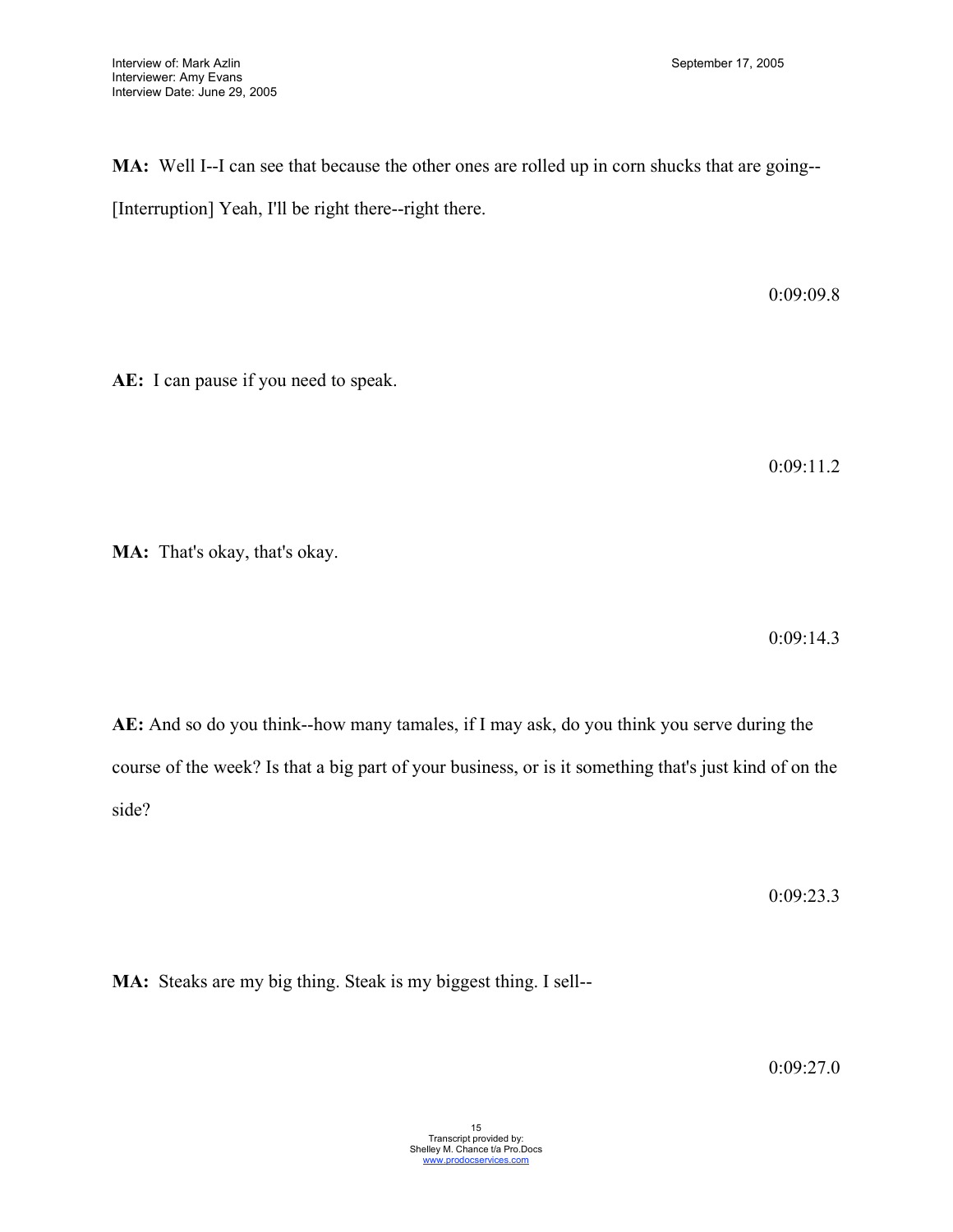**MA:** Well I--I can see that because the other ones are rolled up in corn shucks that are going--[Interruption] Yeah, I'll be right there--right there.

0:09:09.8

**AE:** I can pause if you need to speak.

0:09:11.2

**MA:** That's okay, that's okay.

0:09:14.3

**AE:** And so do you think--how many tamales, if I may ask, do you think you serve during the course of the week? Is that a big part of your business, or is it something that's just kind of on the side?

0:09:23.3

**MA:** Steaks are my big thing. Steak is my biggest thing. I sell--

0:09:27.0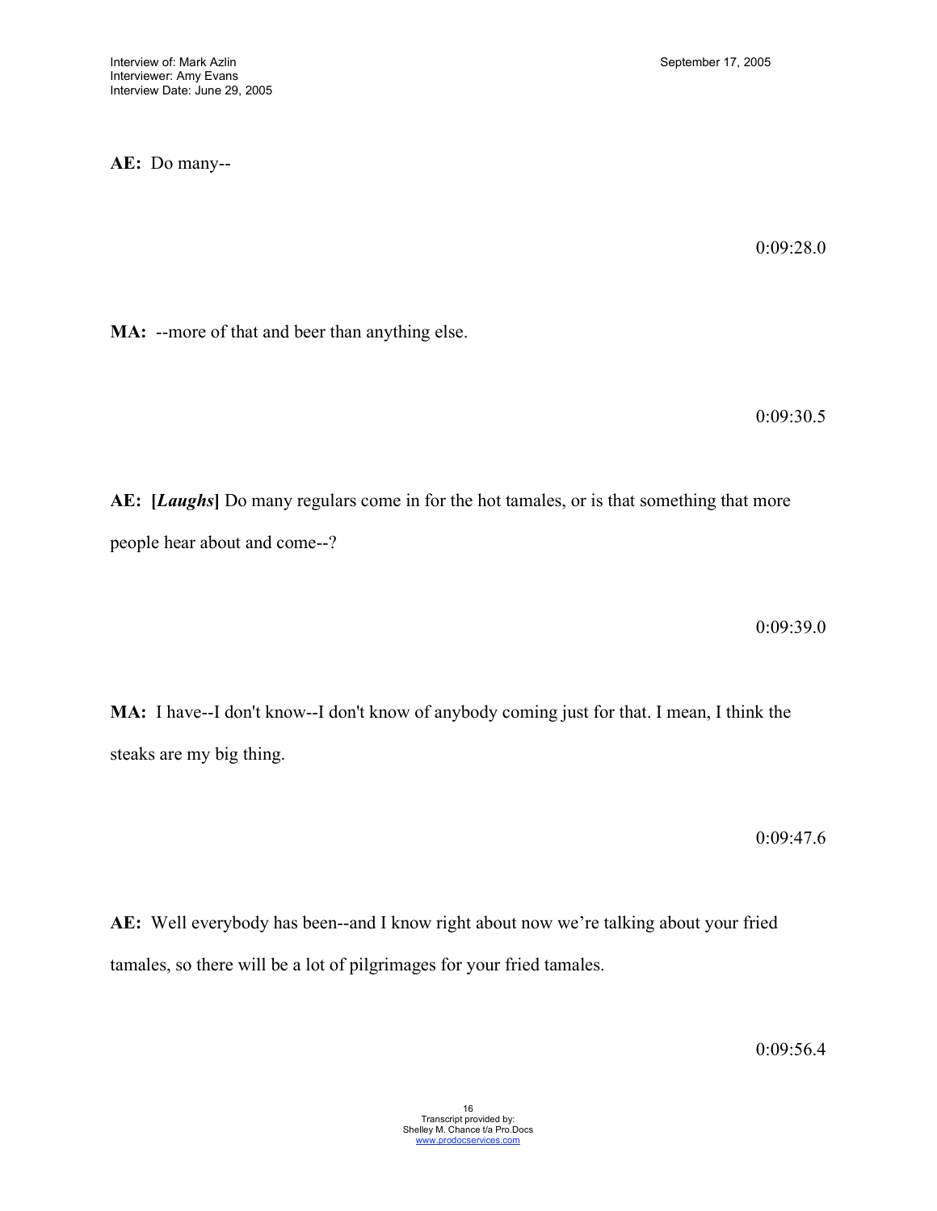**AE:** Do many--

0:09:28.0

**MA:** --more of that and beer than anything else.

0:09:30.5

**AE:** **[*Laughs*]** Do many regulars come in for the hot tamales, or is that something that more people hear about and come--?

0:09:39.0

**MA:** I have--I don't know--I don't know of anybody coming just for that. I mean, I think the steaks are my big thing.

0:09:47.6

**AE:** Well everybody has been--and I know right about now we're talking about your fried tamales, so there will be a lot of pilgrimages for your fried tamales.

0:09:56.4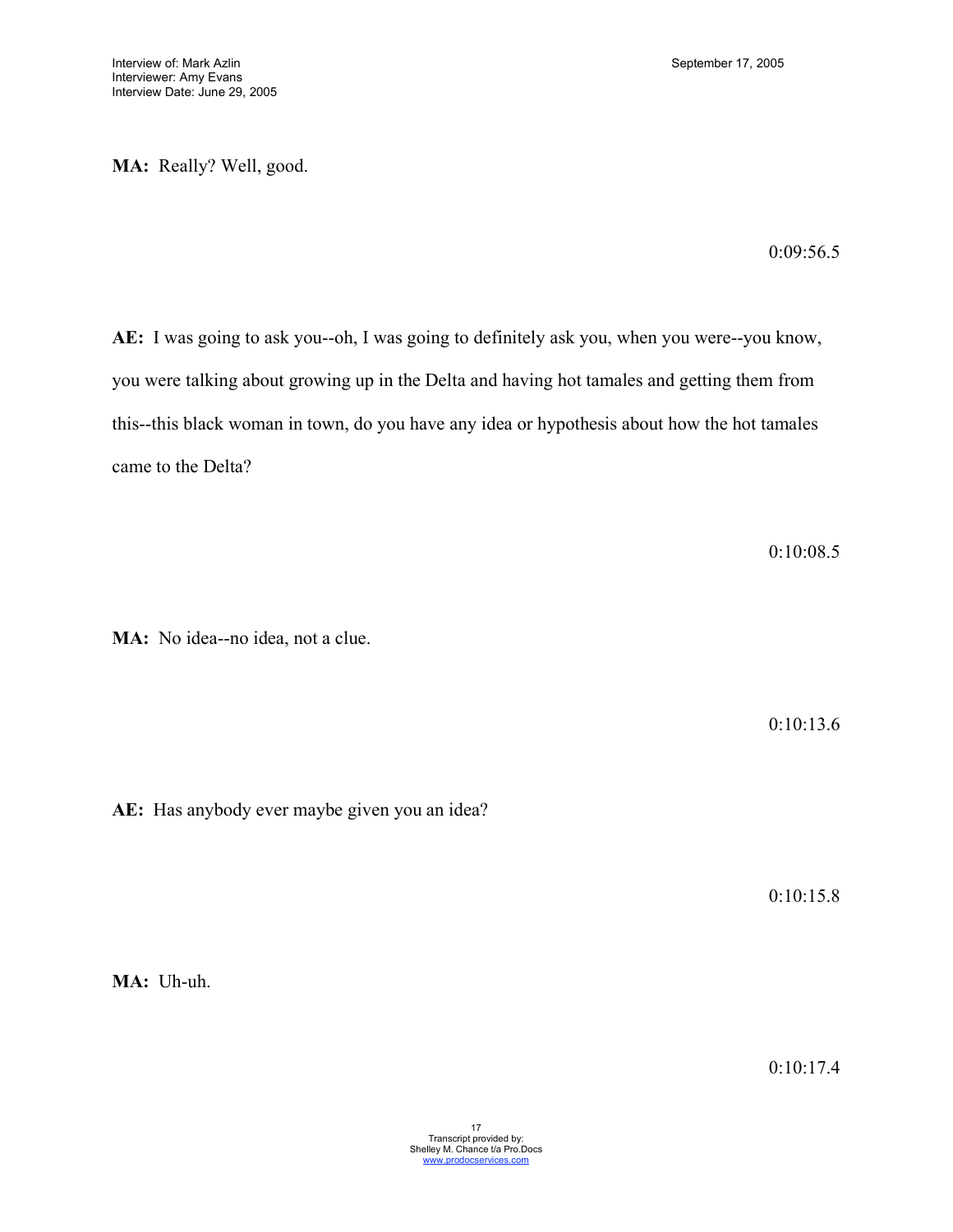**MA:** Really? Well, good.

0:09:56.5

**AE:** I was going to ask you--oh, I was going to definitely ask you, when you were--you know, you were talking about growing up in the Delta and having hot tamales and getting them from this--this black woman in town, do you have any idea or hypothesis about how the hot tamales came to the Delta?

0:10:08.5

**MA:** No idea--no idea, not a clue.

0:10:13.6

**AE:** Has anybody ever maybe given you an idea?

0:10:15.8

**MA:** Uh-uh.

0:10:17.4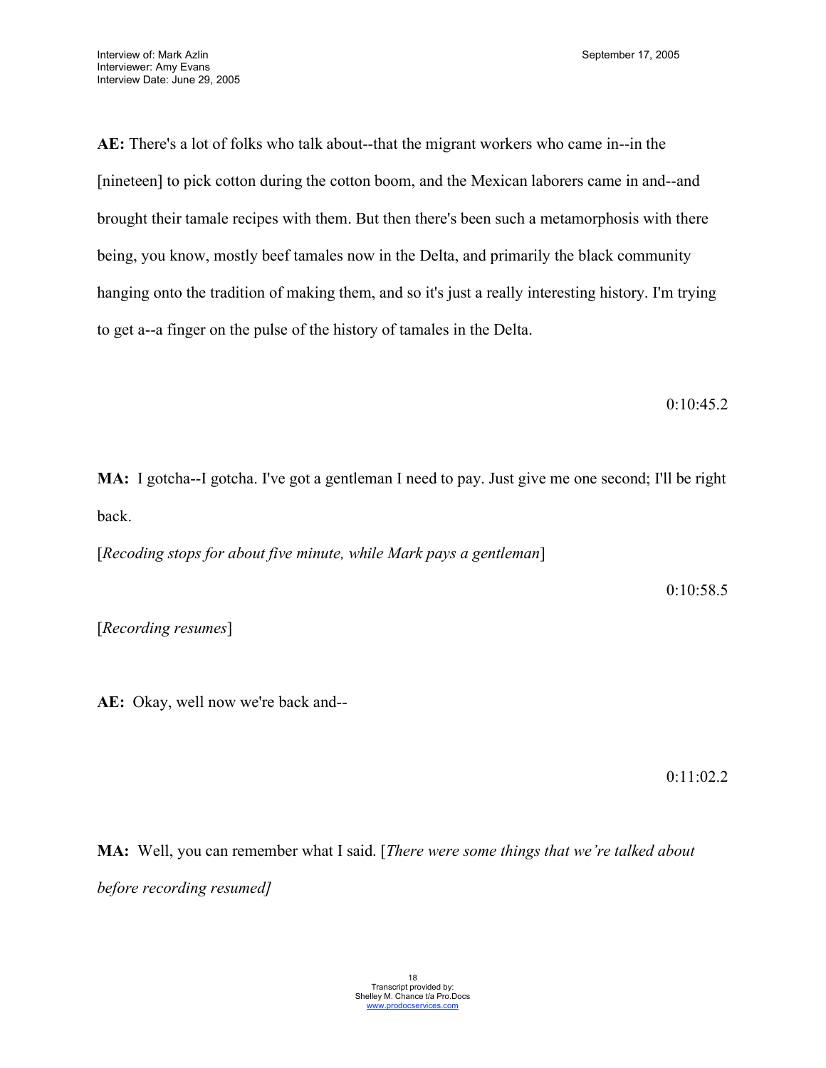**AE:** There's a lot of folks who talk about--that the migrant workers who came in--in the [nineteen] to pick cotton during the cotton boom, and the Mexican laborers came in and--and brought their tamale recipes with them. But then there's been such a metamorphosis with there being, you know, mostly beef tamales now in the Delta, and primarily the black community hanging onto the tradition of making them, and so it's just a really interesting history. I'm trying to get a--a finger on the pulse of the history of tamales in the Delta.

0:10:45.2

**MA:** I gotcha--I gotcha. I've got a gentleman I need to pay. Just give me one second; I'll be right back.

[*Recoding stops for about five minute, while Mark pays a gentleman*]

0:10:58.5

[*Recording resumes*]

**AE:** Okay, well now we're back and--

0:11:02.2

**MA:** Well, you can remember what I said. [*There were some things that we're talked about before recording resumed]*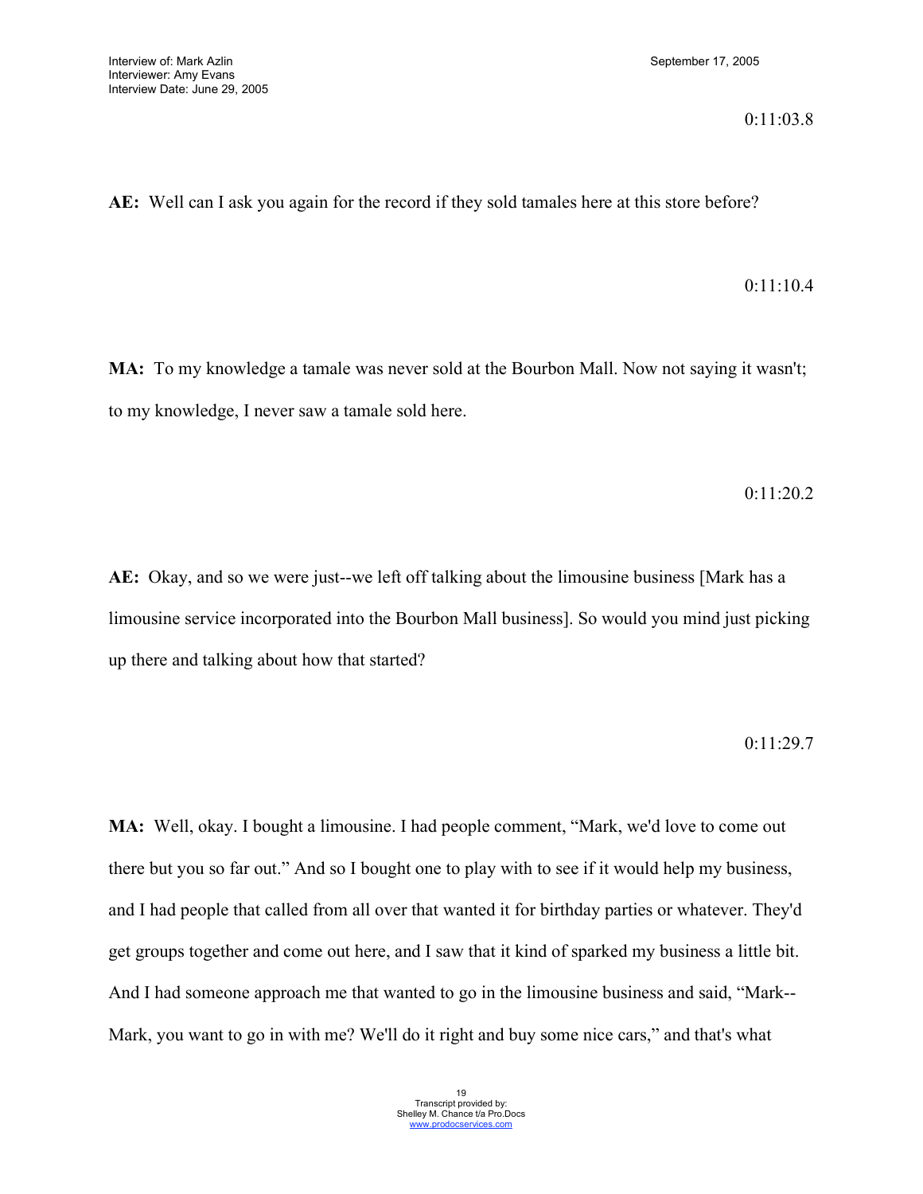0:11:03.8

**AE:** Well can I ask you again for the record if they sold tamales here at this store before?

0:11:10.4

**MA:** To my knowledge a tamale was never sold at the Bourbon Mall. Now not saying it wasn't; to my knowledge, I never saw a tamale sold here.

0:11:20.2

**AE:** Okay, and so we were just--we left off talking about the limousine business [Mark has a limousine service incorporated into the Bourbon Mall business]. So would you mind just picking up there and talking about how that started?

0:11:29.7

**MA:** Well, okay. I bought a limousine. I had people comment, "Mark, we'd love to come out there but you so far out." And so I bought one to play with to see if it would help my business, and I had people that called from all over that wanted it for birthday parties or whatever. They'd get groups together and come out here, and I saw that it kind of sparked my business a little bit. And I had someone approach me that wanted to go in the limousine business and said, "Mark--Mark, you want to go in with me? We'll do it right and buy some nice cars," and that's what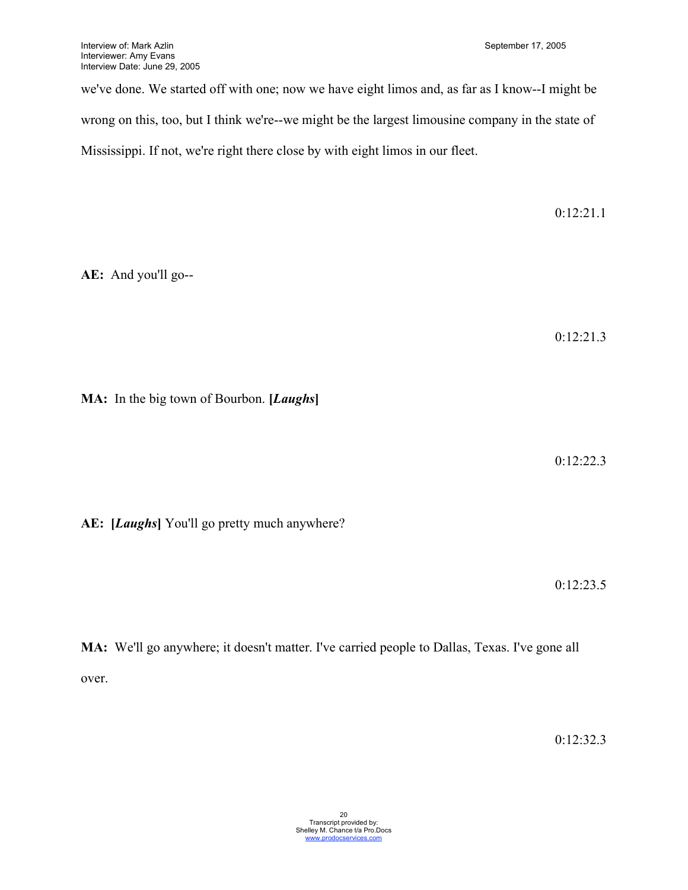we've done. We started off with one; now we have eight limos and, as far as I know--I might be wrong on this, too, but I think we're--we might be the largest limousine company in the state of Mississippi. If not, we're right there close by with eight limos in our fleet.

0:12:21.1

**AE:** And you'll go--

0:12:21.3

**MA:** In the big town of Bourbon. **[*Laughs*]**

0:12:22.3

**AE:** **[*Laughs*]** You'll go pretty much anywhere?

0:12:23.5

**MA:** We'll go anywhere; it doesn't matter. I've carried people to Dallas, Texas. I've gone all over.

0:12:32.3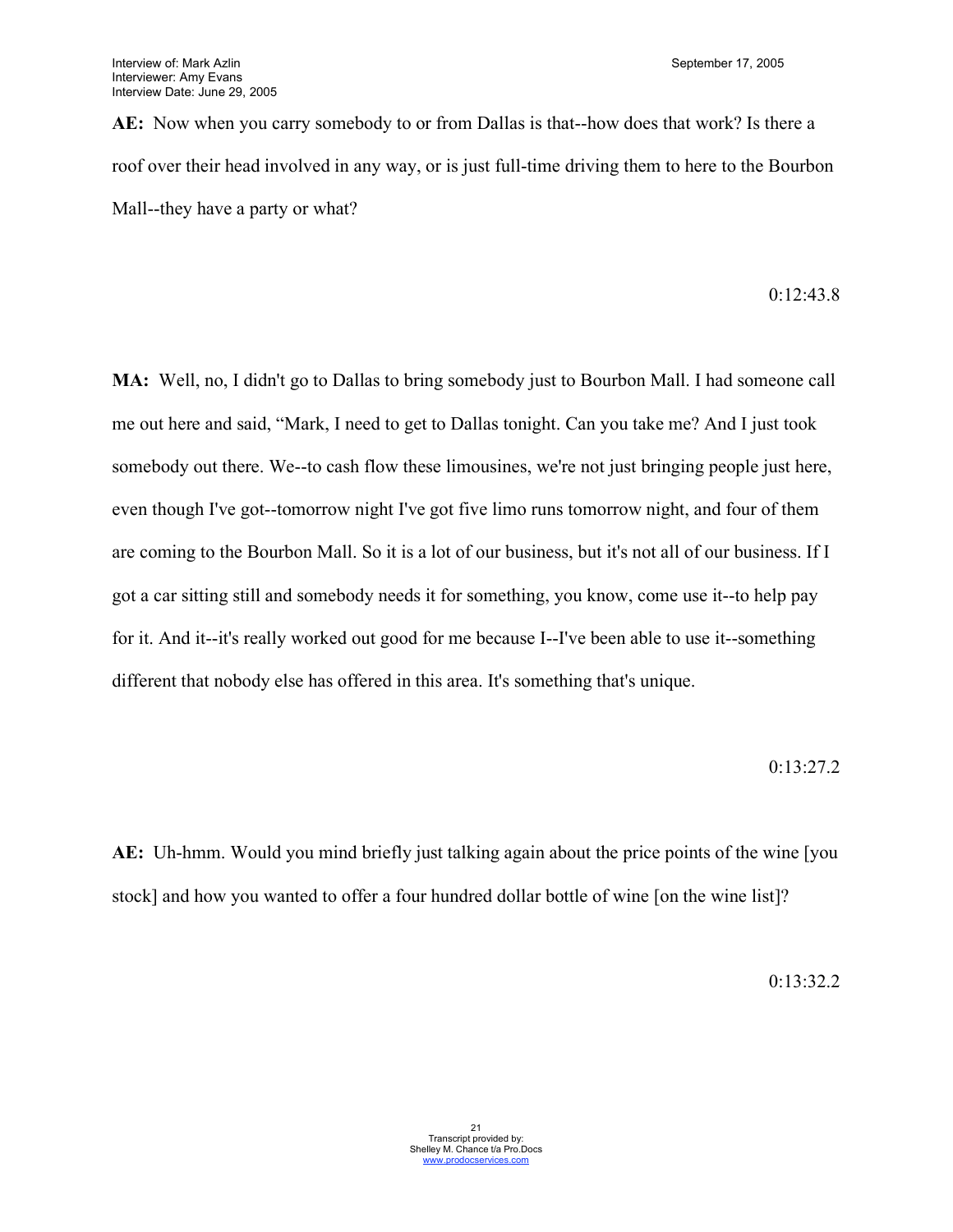**AE:** Now when you carry somebody to or from Dallas is that--how does that work? Is there a roof over their head involved in any way, or is just full-time driving them to here to the Bourbon Mall--they have a party or what?

0:12:43.8

**MA:** Well, no, I didn't go to Dallas to bring somebody just to Bourbon Mall. I had someone call me out here and said, "Mark, I need to get to Dallas tonight. Can you take me? And I just took somebody out there. We--to cash flow these limousines, we're not just bringing people just here, even though I've got--tomorrow night I've got five limo runs tomorrow night, and four of them are coming to the Bourbon Mall. So it is a lot of our business, but it's not all of our business. If I got a car sitting still and somebody needs it for something, you know, come use it--to help pay for it. And it--it's really worked out good for me because I--I've been able to use it--something different that nobody else has offered in this area. It's something that's unique.

0:13:27.2

**AE:** Uh-hmm. Would you mind briefly just talking again about the price points of the wine [you stock] and how you wanted to offer a four hundred dollar bottle of wine [on the wine list]?

0:13:32.2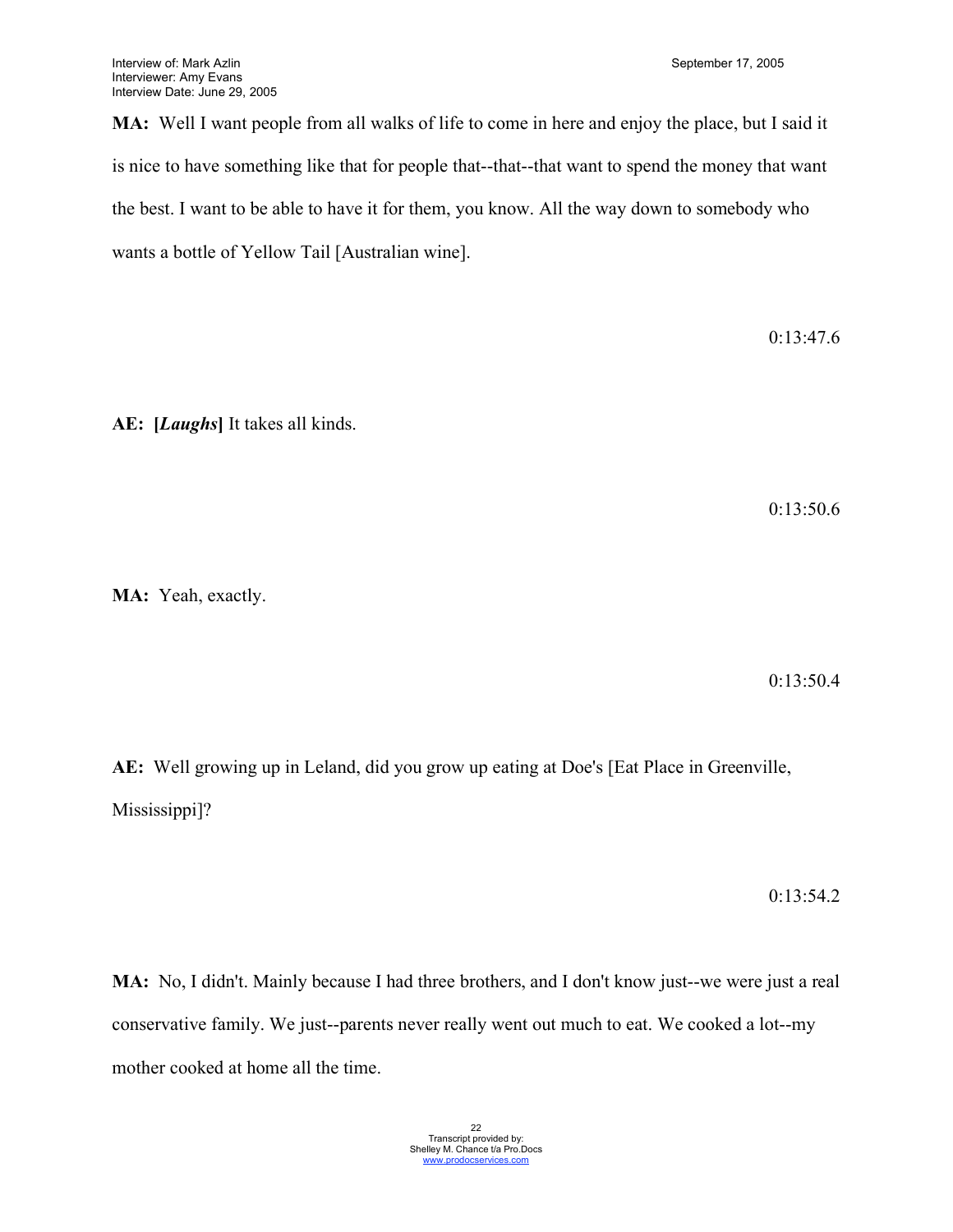**MA:** Well I want people from all walks of life to come in here and enjoy the place, but I said it is nice to have something like that for people that--that--that want to spend the money that want the best. I want to be able to have it for them, you know. All the way down to somebody who wants a bottle of Yellow Tail [Australian wine].

0:13:47.6

**AE: [*Laughs*]** It takes all kinds.

0:13:50.6

**MA:** Yeah, exactly.

0:13:50.4

**AE:** Well growing up in Leland, did you grow up eating at Doe's [Eat Place in Greenville, Mississippi]?

0:13:54.2

**MA:** No, I didn't. Mainly because I had three brothers, and I don't know just--we were just a real conservative family. We just--parents never really went out much to eat. We cooked a lot--my mother cooked at home all the time.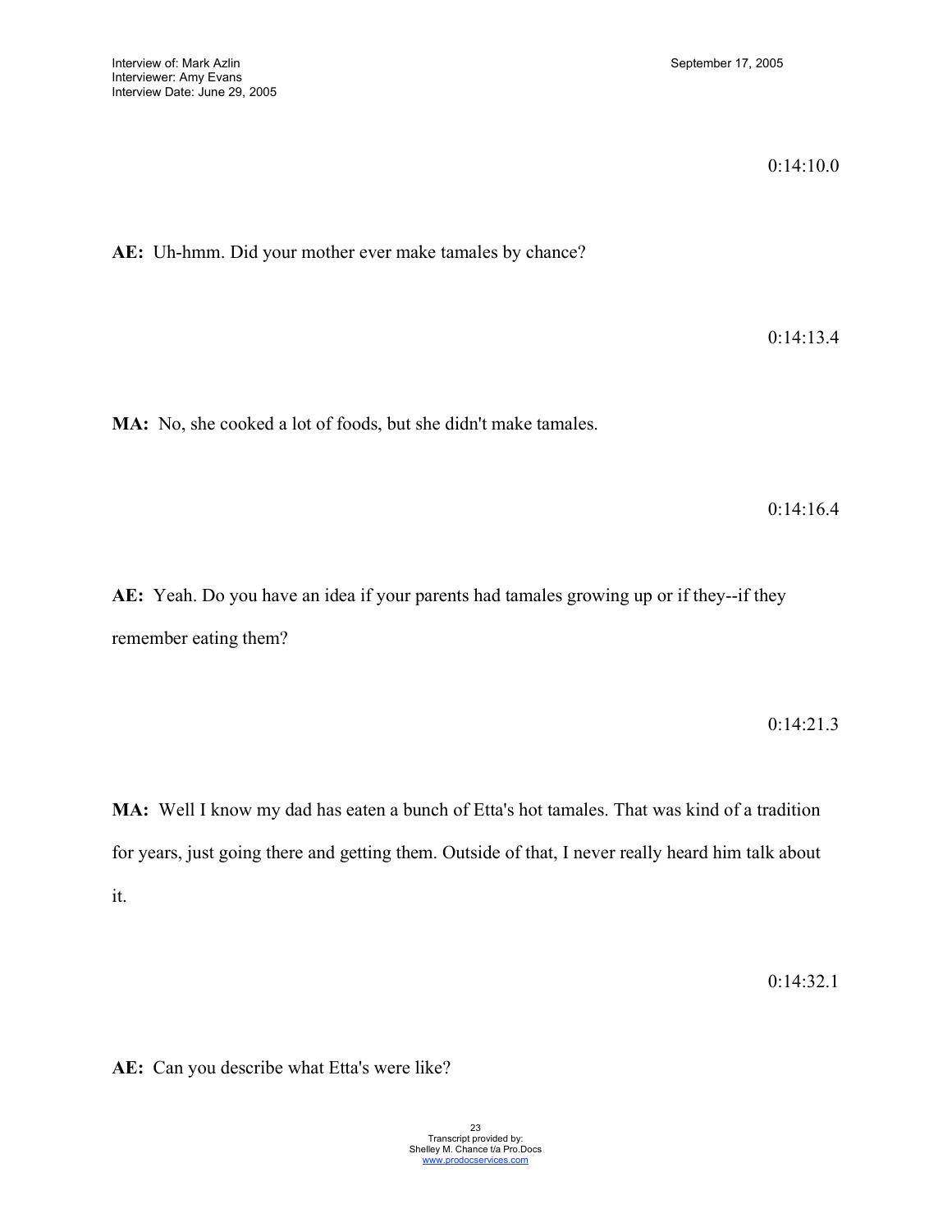0:14:10.0

**AE:** Uh-hmm. Did your mother ever make tamales by chance?

0:14:13.4

**MA:** No, she cooked a lot of foods, but she didn't make tamales.

0:14:16.4

**AE:** Yeah. Do you have an idea if your parents had tamales growing up or if they--if they remember eating them?

0:14:21.3

**MA:** Well I know my dad has eaten a bunch of Etta's hot tamales. That was kind of a tradition for years, just going there and getting them. Outside of that, I never really heard him talk about it.

0:14:32.1

**AE:** Can you describe what Etta's were like?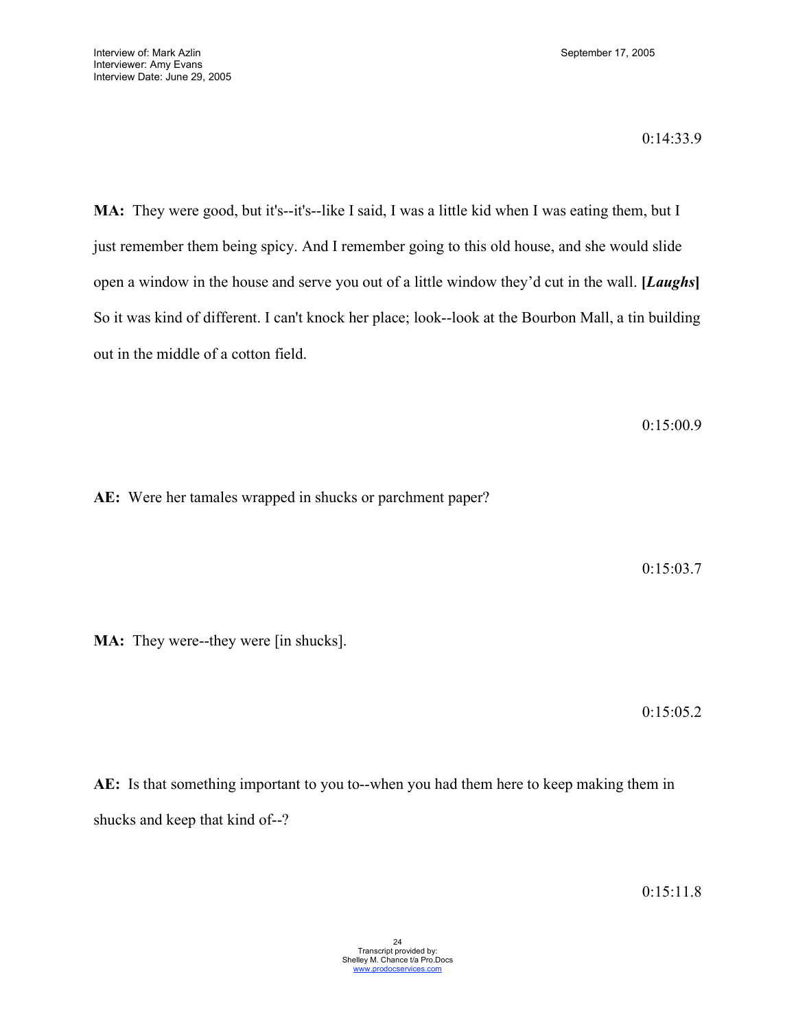0:14:33.9

**MA:** They were good, but it's--it's--like I said, I was a little kid when I was eating them, but I just remember them being spicy. And I remember going to this old house, and she would slide open a window in the house and serve you out of a little window they'd cut in the wall. **[*Laughs*]** So it was kind of different. I can't knock her place; look--look at the Bourbon Mall, a tin building out in the middle of a cotton field.

0:15:00.9

**AE:** Were her tamales wrapped in shucks or parchment paper?

0:15:03.7

**MA:** They were--they were [in shucks].

0:15:05.2

**AE:** Is that something important to you to--when you had them here to keep making them in shucks and keep that kind of--?

0:15:11.8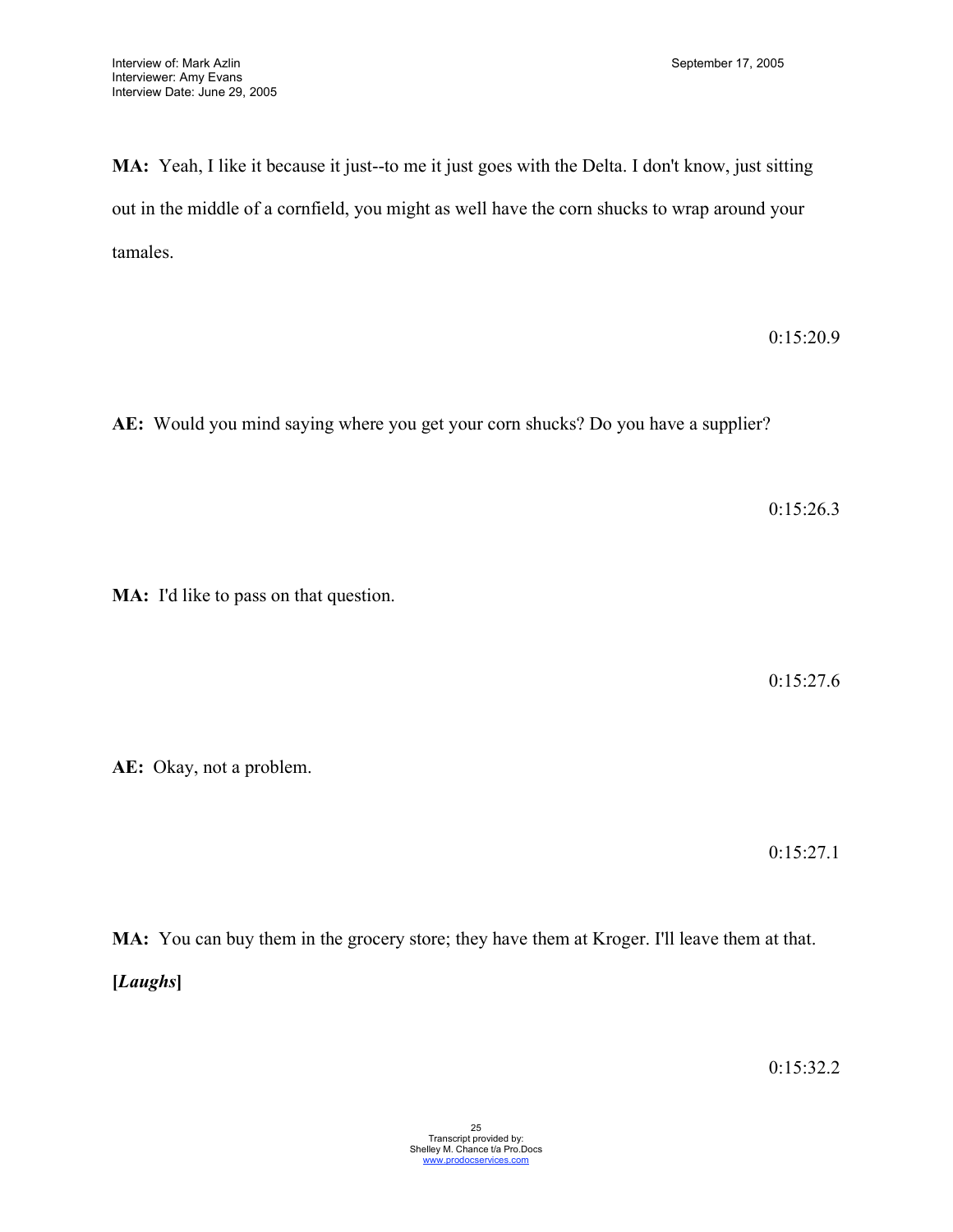**MA:** Yeah, I like it because it just--to me it just goes with the Delta. I don't know, just sitting out in the middle of a cornfield, you might as well have the corn shucks to wrap around your tamales.

0:15:20.9

**AE:** Would you mind saying where you get your corn shucks? Do you have a supplier?

0:15:26.3

**MA:** I'd like to pass on that question.

0:15:27.6

**AE:** Okay, not a problem.

0:15:27.1

**MA:** You can buy them in the grocery store; they have them at Kroger. I'll leave them at that. **[*Laughs*]**

0:15:32.2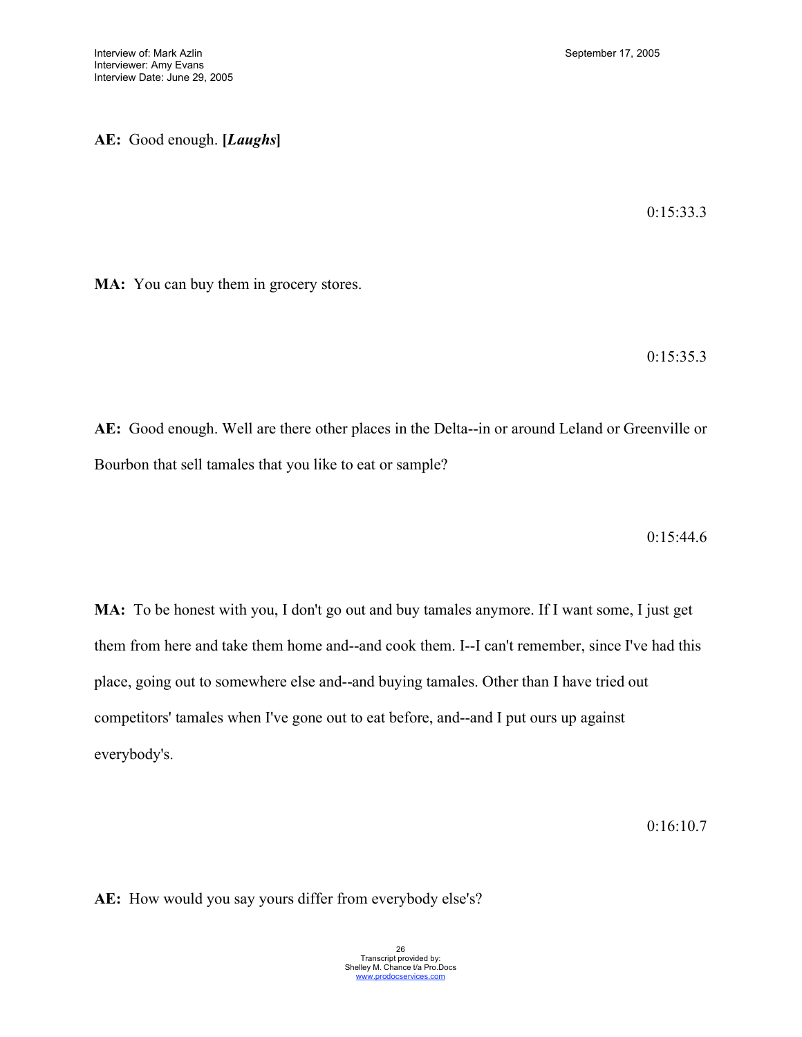**AE:** Good enough. **[*Laughs*]**

0:15:33.3

**MA:** You can buy them in grocery stores.

0:15:35.3

**AE:** Good enough. Well are there other places in the Delta--in or around Leland or Greenville or Bourbon that sell tamales that you like to eat or sample?

0:15:44.6

**MA:** To be honest with you, I don't go out and buy tamales anymore. If I want some, I just get them from here and take them home and--and cook them. I--I can't remember, since I've had this place, going out to somewhere else and--and buying tamales. Other than I have tried out competitors' tamales when I've gone out to eat before, and--and I put ours up against everybody's.

0:16:10.7

**AE:** How would you say yours differ from everybody else's?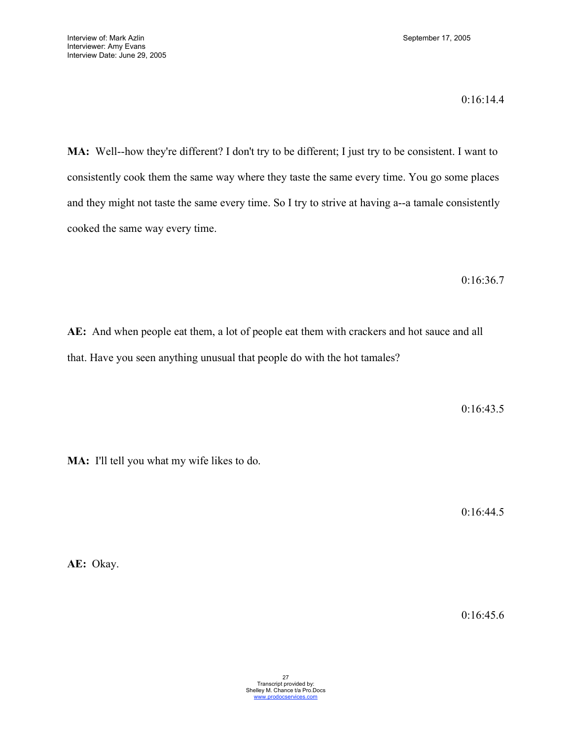0:16:14.4

**MA:** Well--how they're different? I don't try to be different; I just try to be consistent. I want to consistently cook them the same way where they taste the same every time. You go some places and they might not taste the same every time. So I try to strive at having a--a tamale consistently cooked the same way every time.

0:16:36.7

**AE:** And when people eat them, a lot of people eat them with crackers and hot sauce and all that. Have you seen anything unusual that people do with the hot tamales?

0:16:43.5

**MA:** I'll tell you what my wife likes to do.

0:16:44.5

**AE:** Okay.

0:16:45.6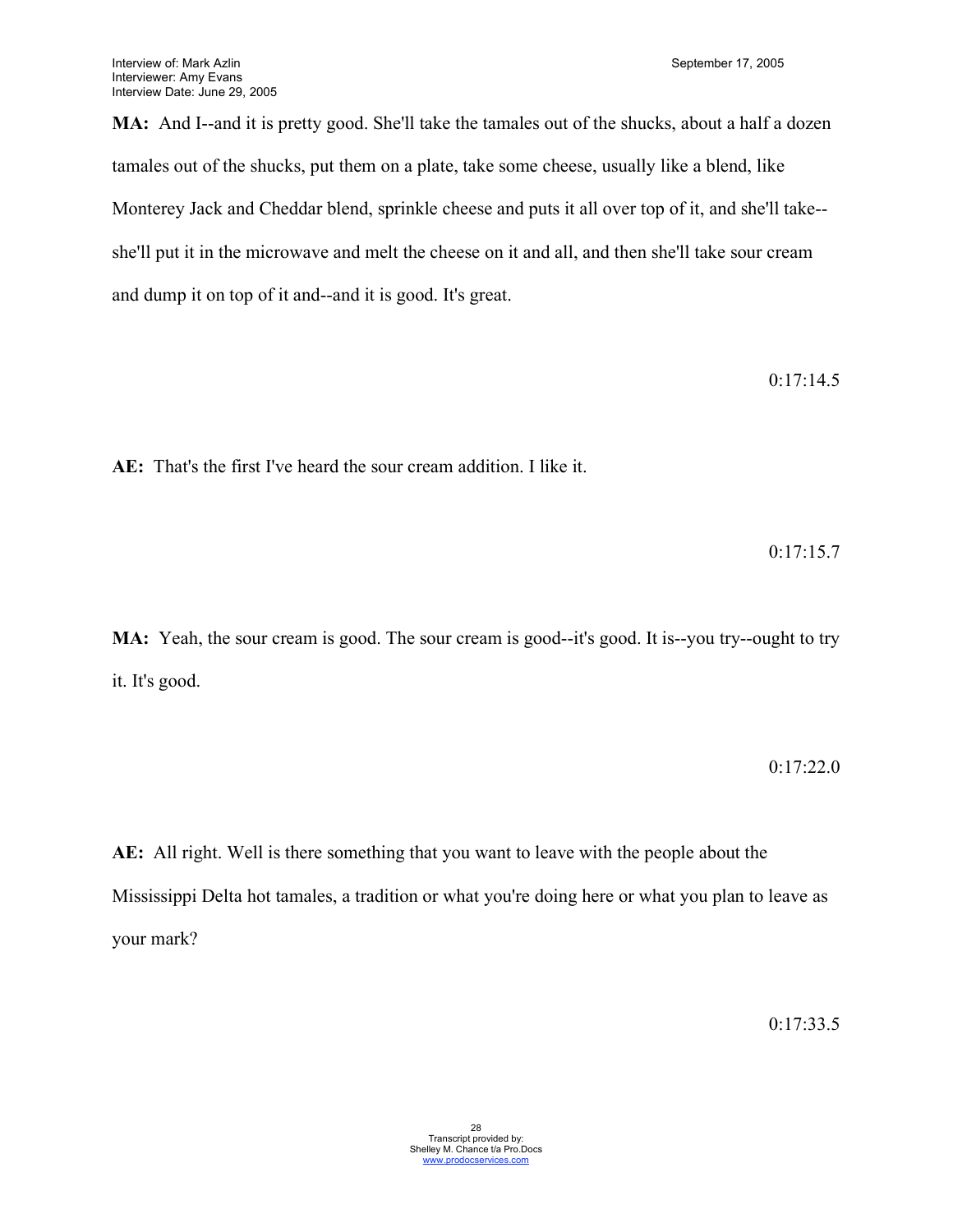**MA:** And I--and it is pretty good. She'll take the tamales out of the shucks, about a half a dozen tamales out of the shucks, put them on a plate, take some cheese, usually like a blend, like Monterey Jack and Cheddar blend, sprinkle cheese and puts it all over top of it, and she'll take--she'll put it in the microwave and melt the cheese on it and all, and then she'll take sour cream and dump it on top of it and--and it is good. It's great.

0:17:14.5

**AE:** That's the first I've heard the sour cream addition. I like it.

0:17:15.7

**MA:** Yeah, the sour cream is good. The sour cream is good--it's good. It is--you try--ought to try it. It's good.

0:17:22.0

**AE:** All right. Well is there something that you want to leave with the people about the Mississippi Delta hot tamales, a tradition or what you're doing here or what you plan to leave as your mark?

0:17:33.5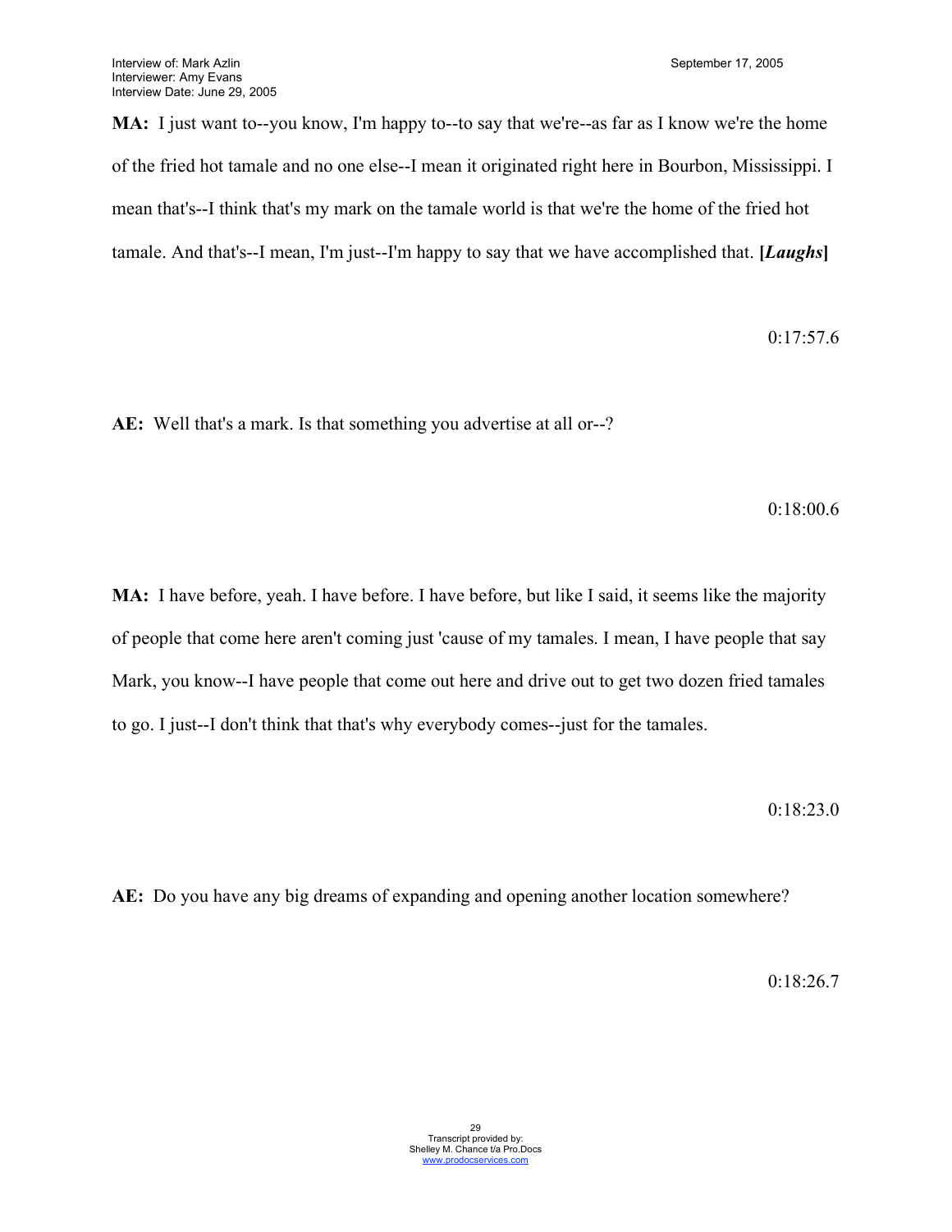**MA:** I just want to--you know, I'm happy to--to say that we're--as far as I know we're the home of the fried hot tamale and no one else--I mean it originated right here in Bourbon, Mississippi. I mean that's--I think that's my mark on the tamale world is that we're the home of the fried hot tamale. And that's--I mean, I'm just--I'm happy to say that we have accomplished that. **[*Laughs*]**

0:17:57.6

**AE:** Well that's a mark. Is that something you advertise at all or--?

0:18:00.6

**MA:** I have before, yeah. I have before. I have before, but like I said, it seems like the majority of people that come here aren't coming just 'cause of my tamales. I mean, I have people that say Mark, you know--I have people that come out here and drive out to get two dozen fried tamales to go. I just--I don't think that that's why everybody comes--just for the tamales.

0:18:23.0

**AE:** Do you have any big dreams of expanding and opening another location somewhere?

0:18:26.7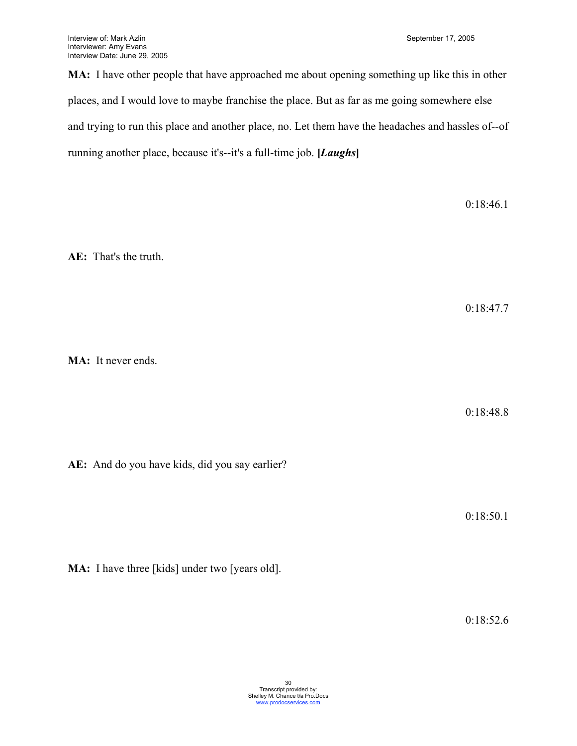**MA:** I have other people that have approached me about opening something up like this in other places, and I would love to maybe franchise the place. But as far as me going somewhere else and trying to run this place and another place, no. Let them have the headaches and hassles of--of running another place, because it's--it's a full-time job. **[*Laughs*]**

0:18:46.1

**AE:** That's the truth.

0:18:47.7

**MA:** It never ends.

0:18:48.8

**AE:** And do you have kids, did you say earlier?

0:18:50.1

**MA:** I have three [kids] under two [years old].

0:18:52.6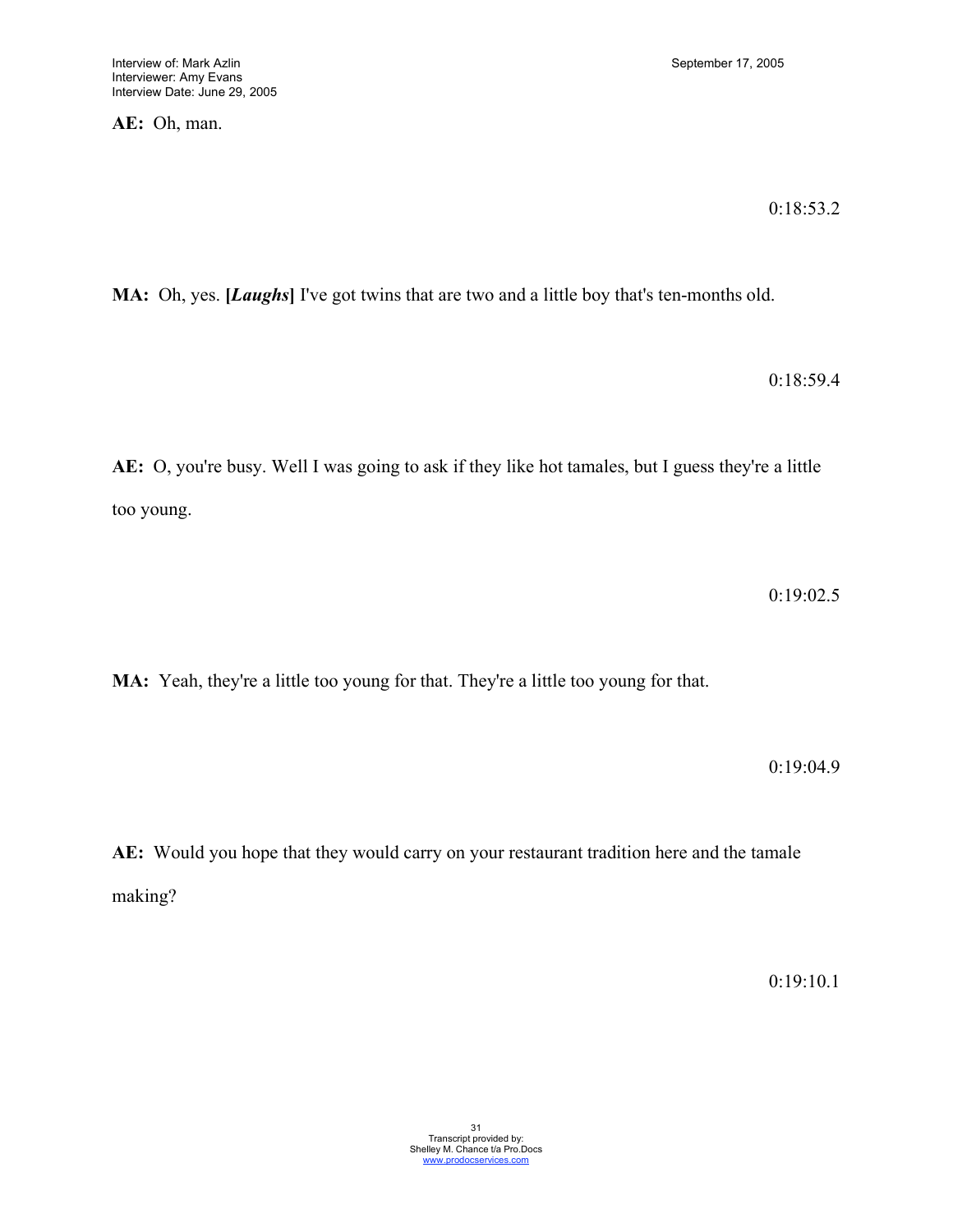**AE:** Oh, man.

0:18:53.2

**MA:** Oh, yes. **[*Laughs*]** I've got twins that are two and a little boy that's ten-months old.

0:18:59.4

**AE:** O, you're busy. Well I was going to ask if they like hot tamales, but I guess they're a little too young.

0:19:02.5

**MA:** Yeah, they're a little too young for that. They're a little too young for that.

0:19:04.9

**AE:** Would you hope that they would carry on your restaurant tradition here and the tamale making?

0:19:10.1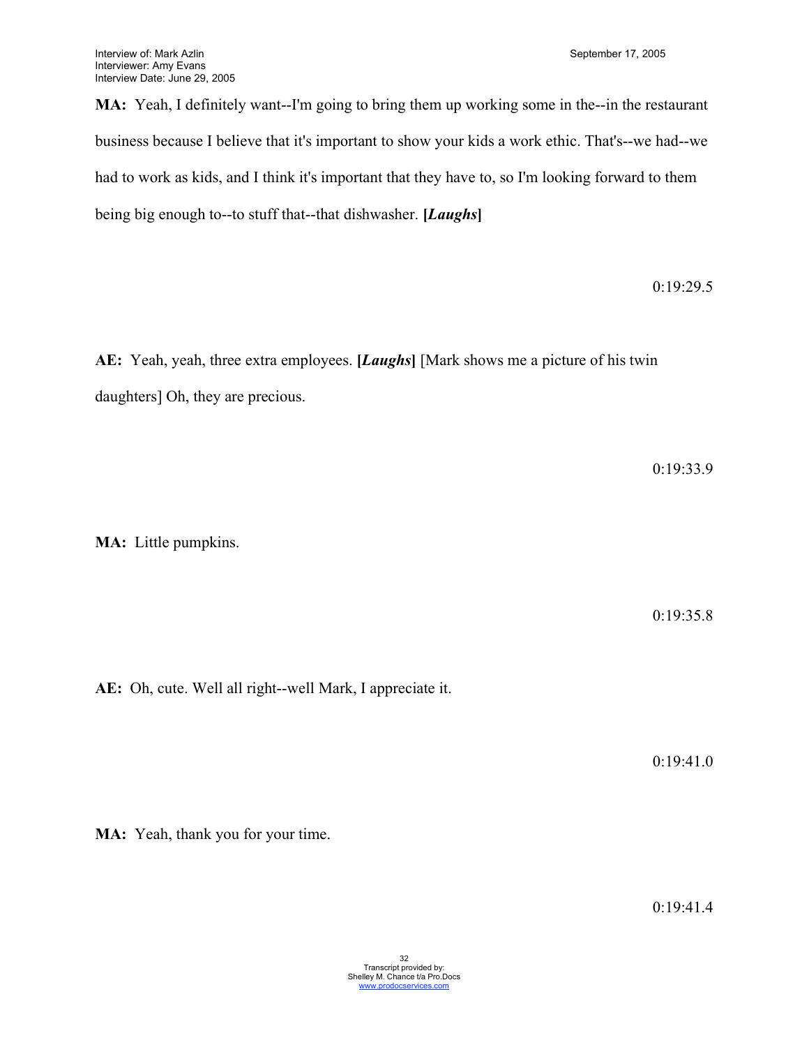**MA:** Yeah, I definitely want--I'm going to bring them up working some in the--in the restaurant business because I believe that it's important to show your kids a work ethic. That's--we had--we had to work as kids, and I think it's important that they have to, so I'm looking forward to them being big enough to--to stuff that--that dishwasher. **[*Laughs*]**

0:19:29.5

**AE:** Yeah, yeah, three extra employees. **[*Laughs*]** [Mark shows me a picture of his twin daughters] Oh, they are precious.

0:19:33.9

**MA:** Little pumpkins.

0:19:35.8

**AE:** Oh, cute. Well all right--well Mark, I appreciate it.

0:19:41.0

**MA:** Yeah, thank you for your time.

0:19:41.4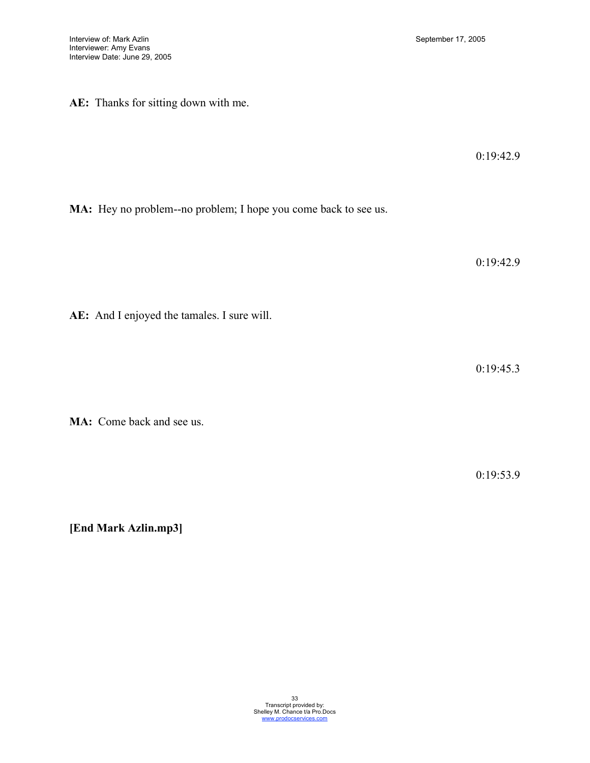**AE:** Thanks for sitting down with me.

0:19:42.9

**MA:** Hey no problem--no problem; I hope you come back to see us.

0:19:42.9

**AE:** And I enjoyed the tamales. I sure will.

0:19:45.3

**MA:** Come back and see us.

0:19:53.9

**[End Mark Azlin.mp3]**